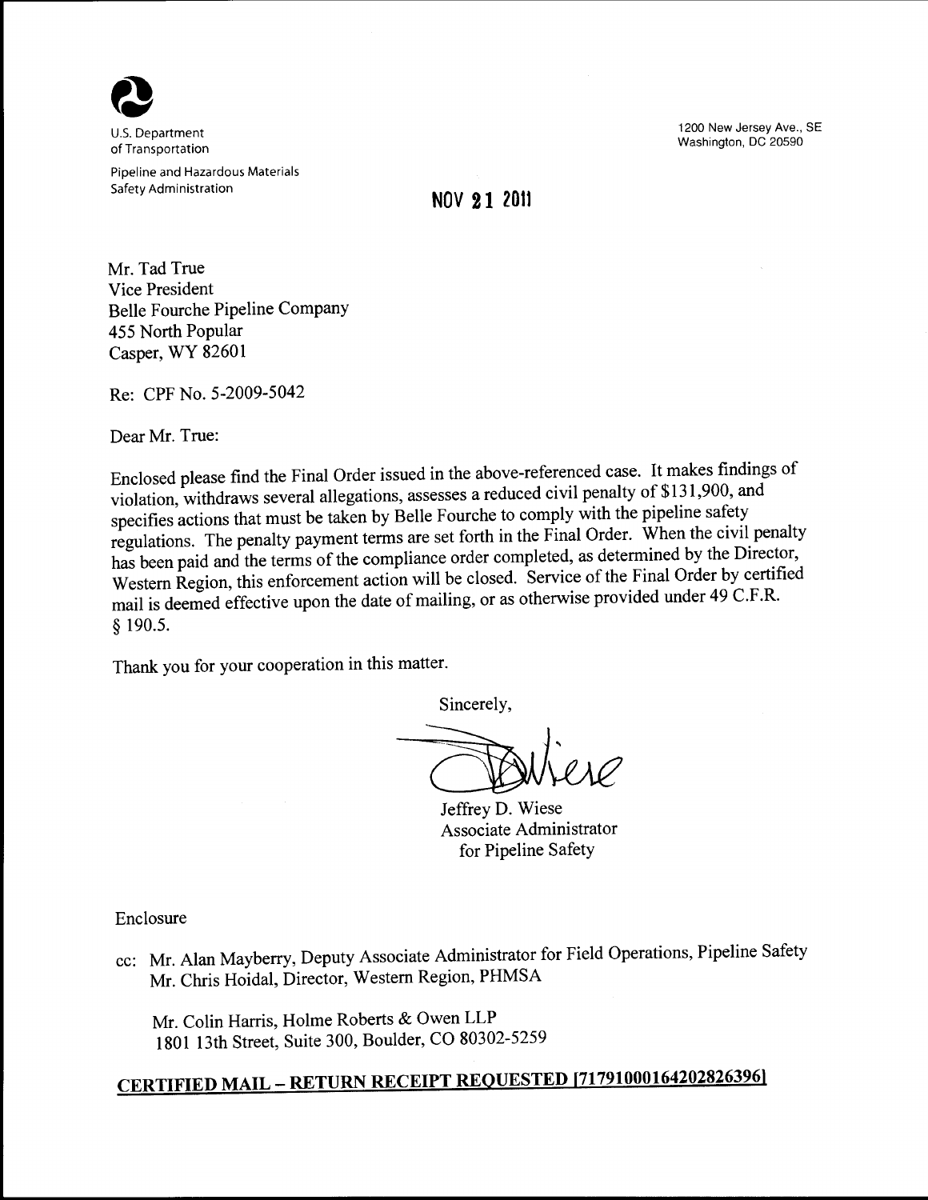U.S. Department of Transportation

Pipeline and Hazardous Materials Safety Administration

1200 New Jersey Ave., SE
Washington, DC 20590

NOV 21 2011

Mr. Tad True
Vice President
Belle Fourche Pipeline Company
455 North Popular
Casper, WY 82601

Re: CPF No. 5-2009-5042

Dear Mr. True:

Enclosed please find the Final Order issued in the above-referenced case. It makes findings of violation, withdraws several allegations, assesses a reduced civil penalty of $131,900, and specifies actions that must be taken by Belle Fourche to comply with the pipeline safety regulations. The penalty payment terms are set forth in the Final Order. When the civil penalty has been paid and the terms of the compliance order completed, as determined by the Director, Western Region, this enforcement action will be closed. Service of the Final Order by certified mail is deemed effective upon the date of mailing, or as otherwise provided under 49 C.F.R. § 190.5.

Thank you for your cooperation in this matter.

Sincerely,

Jeffrey D. Wiese
Associate Administrator
for Pipeline Safety

Enclosure

cc: Mr. Alan Mayberry, Deputy Associate Administrator for Field Operations, Pipeline Safety
Mr. Chris Hoidal, Director, Western Region, PHMSA

Mr. Colin Harris, Holme Roberts & Owen LLP
1801 13th Street, Suite 300, Boulder, CO 80302-5259

**CERTIFIED MAIL – RETURN RECEIPT REQUESTED [71791000164202826396]**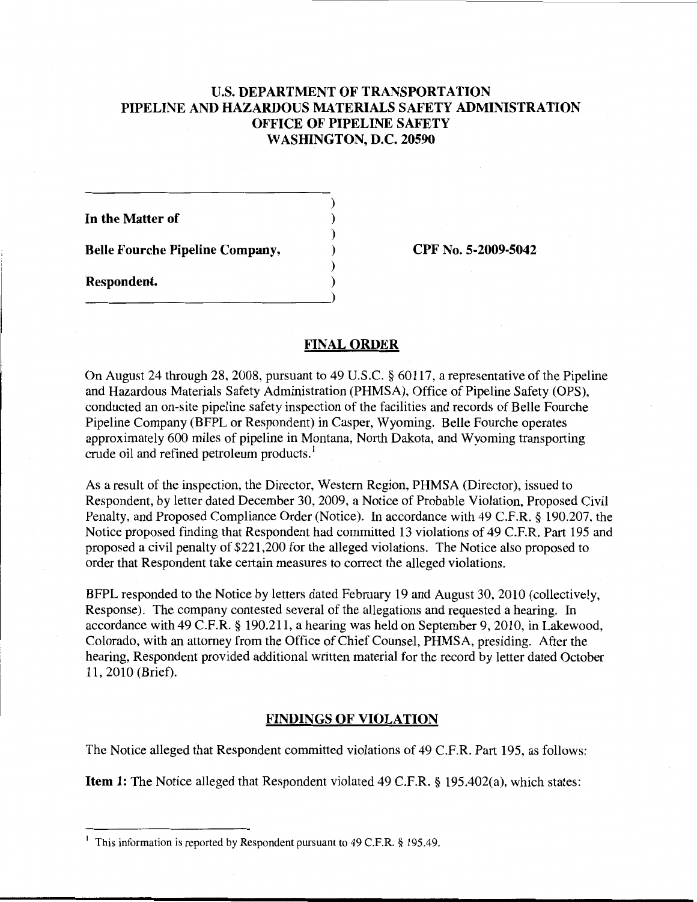## U.S. DEPARTMENT OF TRANSPORTATION
## PIPELINE AND HAZARDOUS MATERIALS SAFETY ADMINISTRATION
## OFFICE OF PIPELINE SAFETY
## WASHINGTON, D.C. 20590

| | |
|---|---|
| **In the Matter of** | |
| **Belle Fourche Pipeline Company,** | **CPF No. 5-2009-5042** |
| **Respondent.** | |

## FINAL ORDER

On August 24 through 28, 2008, pursuant to 49 U.S.C. § 60117, a representative of the Pipeline and Hazardous Materials Safety Administration (PHMSA), Office of Pipeline Safety (OPS), conducted an on-site pipeline safety inspection of the facilities and records of Belle Fourche Pipeline Company (BFPL or Respondent) in Casper, Wyoming. Belle Fourche operates approximately 600 miles of pipeline in Montana, North Dakota, and Wyoming transporting crude oil and refined petroleum products.[1]

As a result of the inspection, the Director, Western Region, PHMSA (Director), issued to Respondent, by letter dated December 30, 2009, a Notice of Probable Violation, Proposed Civil Penalty, and Proposed Compliance Order (Notice). In accordance with 49 C.F.R. § 190.207, the Notice proposed finding that Respondent had committed 13 violations of 49 C.F.R. Part 195 and proposed a civil penalty of $221,200 for the alleged violations. The Notice also proposed to order that Respondent take certain measures to correct the alleged violations.

BFPL responded to the Notice by letters dated February 19 and August 30, 2010 (collectively, Response). The company contested several of the allegations and requested a hearing. In accordance with 49 C.F.R. § 190.211, a hearing was held on September 9, 2010, in Lakewood, Colorado, with an attorney from the Office of Chief Counsel, PHMSA, presiding. After the hearing, Respondent provided additional written material for the record by letter dated October 11, 2010 (Brief).

## FINDINGS OF VIOLATION

The Notice alleged that Respondent committed violations of 49 C.F.R. Part 195, as follows:

**Item 1:** The Notice alleged that Respondent violated 49 C.F.R. § 195.402(a), which states:

[1] This information is reported by Respondent pursuant to 49 C.F.R. § 195.49.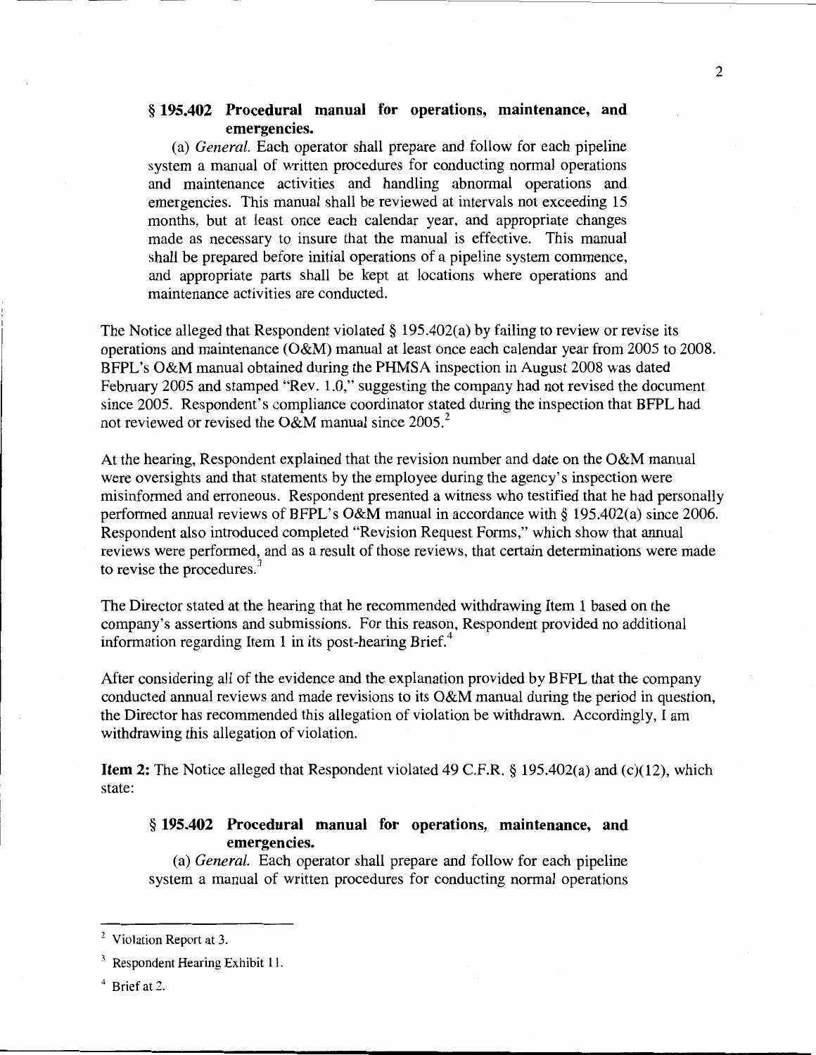### § 195.402 Procedural manual for operations, maintenance, and emergencies.

(a) *General.* Each operator shall prepare and follow for each pipeline system a manual of written procedures for conducting normal operations and maintenance activities and handling abnormal operations and emergencies. This manual shall be reviewed at intervals not exceeding 15 months, but at least once each calendar year, and appropriate changes made as necessary to insure that the manual is effective. This manual shall be prepared before initial operations of a pipeline system commence, and appropriate parts shall be kept at locations where operations and maintenance activities are conducted.

The Notice alleged that Respondent violated § 195.402(a) by failing to review or revise its operations and maintenance (O&M) manual at least once each calendar year from 2005 to 2008. BFPL's O&M manual obtained during the PHMSA inspection in August 2008 was dated February 2005 and stamped "Rev. 1.0," suggesting the company had not revised the document since 2005. Respondent's compliance coordinator stated during the inspection that BFPL had not reviewed or revised the O&M manual since 2005.[2]

At the hearing, Respondent explained that the revision number and date on the O&M manual were oversights and that statements by the employee during the agency's inspection were misinformed and erroneous. Respondent presented a witness who testified that he had personally performed annual reviews of BFPL's O&M manual in accordance with § 195.402(a) since 2006. Respondent also introduced completed "Revision Request Forms," which show that annual reviews were performed, and as a result of those reviews, that certain determinations were made to revise the procedures.[3]

The Director stated at the hearing that he recommended withdrawing Item 1 based on the company's assertions and submissions. For this reason, Respondent provided no additional information regarding Item 1 in its post-hearing Brief.[4]

After considering all of the evidence and the explanation provided by BFPL that the company conducted annual reviews and made revisions to its O&M manual during the period in question, the Director has recommended this allegation of violation be withdrawn. Accordingly, I am withdrawing this allegation of violation.

**Item 2:** The Notice alleged that Respondent violated 49 C.F.R. § 195.402(a) and (c)(12), which state:

### § 195.402 Procedural manual for operations, maintenance, and emergencies.

(a) *General.* Each operator shall prepare and follow for each pipeline system a manual of written procedures for conducting normal operations

---

[2] Violation Report at 3.

[3] Respondent Hearing Exhibit 11.

[4] Brief at 2.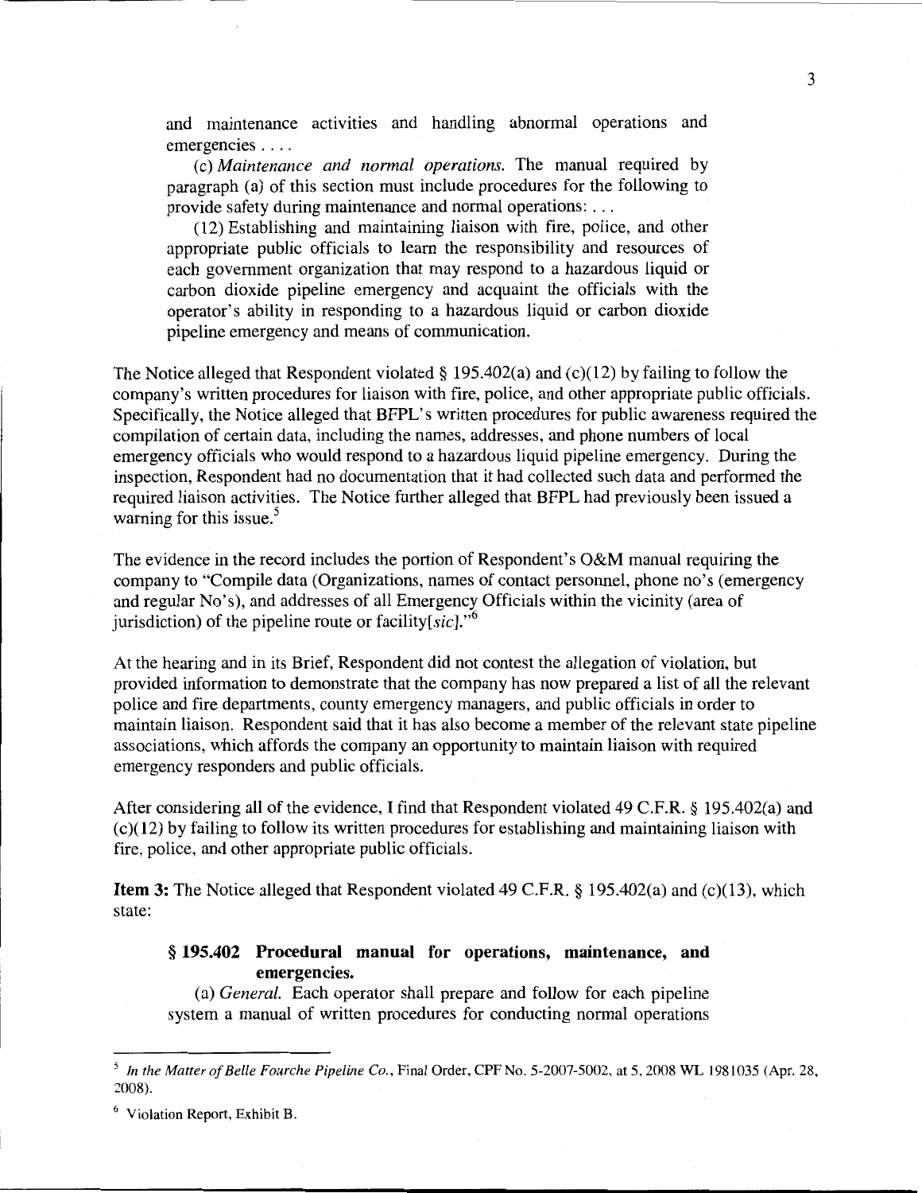and maintenance activities and handling abnormal operations and emergencies . . . .

(c) *Maintenance and normal operations.* The manual required by paragraph (a) of this section must include procedures for the following to provide safety during maintenance and normal operations: . . .

(12) Establishing and maintaining liaison with fire, police, and other appropriate public officials to learn the responsibility and resources of each government organization that may respond to a hazardous liquid or carbon dioxide pipeline emergency and acquaint the officials with the operator's ability in responding to a hazardous liquid or carbon dioxide pipeline emergency and means of communication.

The Notice alleged that Respondent violated § 195.402(a) and (c)(12) by failing to follow the company's written procedures for liaison with fire, police, and other appropriate public officials. Specifically, the Notice alleged that BFPL's written procedures for public awareness required the compilation of certain data, including the names, addresses, and phone numbers of local emergency officials who would respond to a hazardous liquid pipeline emergency. During the inspection, Respondent had no documentation that it had collected such data and performed the required liaison activities. The Notice further alleged that BFPL had previously been issued a warning for this issue.[5]

The evidence in the record includes the portion of Respondent's O&M manual requiring the company to "Compile data (Organizations, names of contact personnel, phone no's (emergency and regular No's), and addresses of all Emergency Officials within the vicinity (area of jurisdiction) of the pipeline route or facility[*sic*]."[6]

At the hearing and in its Brief, Respondent did not contest the allegation of violation, but provided information to demonstrate that the company has now prepared a list of all the relevant police and fire departments, county emergency managers, and public officials in order to maintain liaison. Respondent said that it has also become a member of the relevant state pipeline associations, which affords the company an opportunity to maintain liaison with required emergency responders and public officials.

After considering all of the evidence, I find that Respondent violated 49 C.F.R. § 195.402(a) and (c)(12) by failing to follow its written procedures for establishing and maintaining liaison with fire, police, and other appropriate public officials.

**Item 3:** The Notice alleged that Respondent violated 49 C.F.R. § 195.402(a) and (c)(13), which state:

**§ 195.402 Procedural manual for operations, maintenance, and emergencies.**

(a) *General.* Each operator shall prepare and follow for each pipeline system a manual of written procedures for conducting normal operations

---

[5] *In the Matter of Belle Fourche Pipeline Co.*, Final Order, CPF No. 5-2007-5002, at 5, 2008 WL 1981035 (Apr. 28, 2008).

[6] Violation Report, Exhibit B.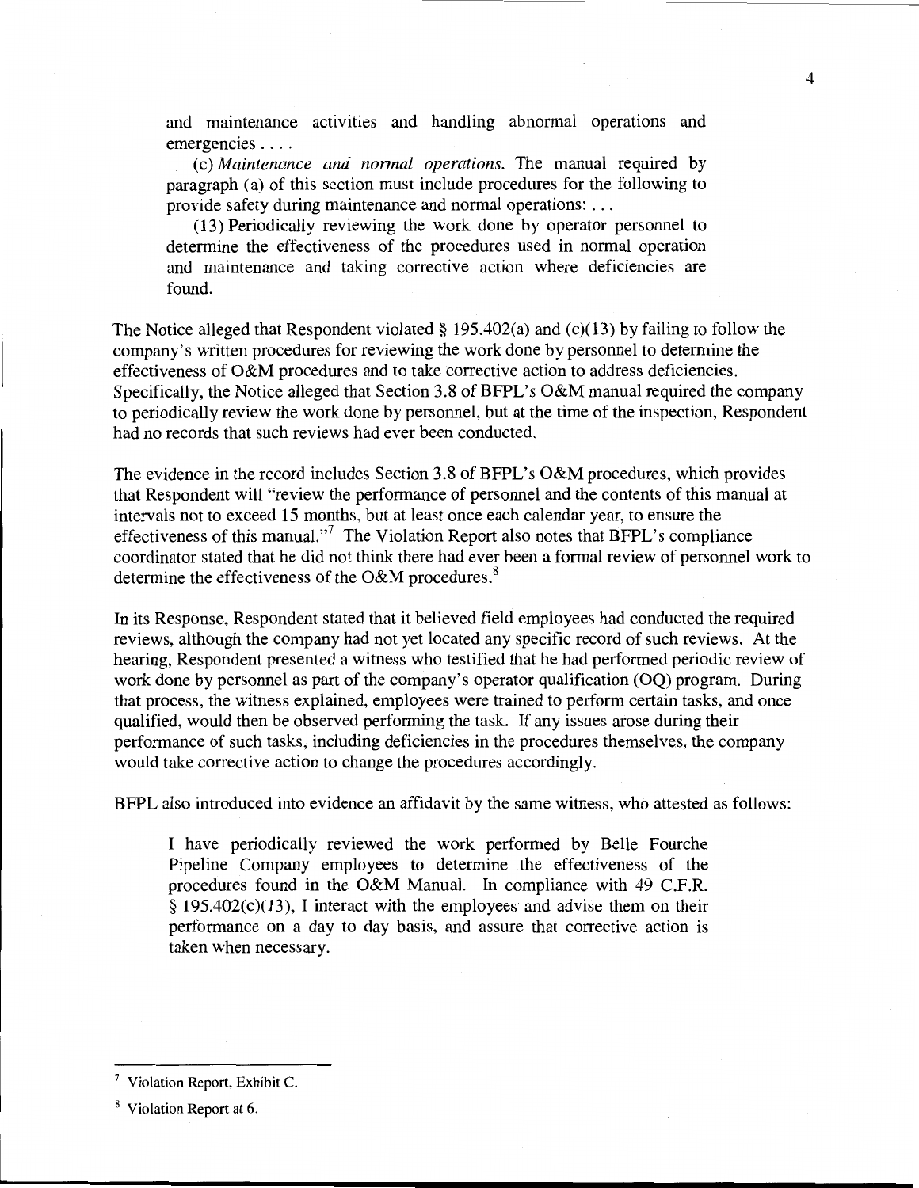> and maintenance activities and handling abnormal operations and emergencies . . . .
>
> (c) *Maintenance and normal operations.* The manual required by paragraph (a) of this section must include procedures for the following to provide safety during maintenance and normal operations: . . .
>
> (13) Periodically reviewing the work done by operator personnel to determine the effectiveness of the procedures used in normal operation and maintenance and taking corrective action where deficiencies are found.

The Notice alleged that Respondent violated § 195.402(a) and (c)(13) by failing to follow the company's written procedures for reviewing the work done by personnel to determine the effectiveness of O&M procedures and to take corrective action to address deficiencies. Specifically, the Notice alleged that Section 3.8 of BFPL's O&M manual required the company to periodically review the work done by personnel, but at the time of the inspection, Respondent had no records that such reviews had ever been conducted.

The evidence in the record includes Section 3.8 of BFPL's O&M procedures, which provides that Respondent will "review the performance of personnel and the contents of this manual at intervals not to exceed 15 months, but at least once each calendar year, to ensure the effectiveness of this manual."[7] The Violation Report also notes that BFPL's compliance coordinator stated that he did not think there had ever been a formal review of personnel work to determine the effectiveness of the O&M procedures.[8]

In its Response, Respondent stated that it believed field employees had conducted the required reviews, although the company had not yet located any specific record of such reviews. At the hearing, Respondent presented a witness who testified that he had performed periodic review of work done by personnel as part of the company's operator qualification (OQ) program. During that process, the witness explained, employees were trained to perform certain tasks, and once qualified, would then be observed performing the task. If any issues arose during their performance of such tasks, including deficiencies in the procedures themselves, the company would take corrective action to change the procedures accordingly.

BFPL also introduced into evidence an affidavit by the same witness, who attested as follows:

> I have periodically reviewed the work performed by Belle Fourche Pipeline Company employees to determine the effectiveness of the procedures found in the O&M Manual. In compliance with 49 C.F.R. § 195.402(c)(13), I interact with the employees and advise them on their performance on a day to day basis, and assure that corrective action is taken when necessary.

---

[7] Violation Report, Exhibit C.

[8] Violation Report at 6.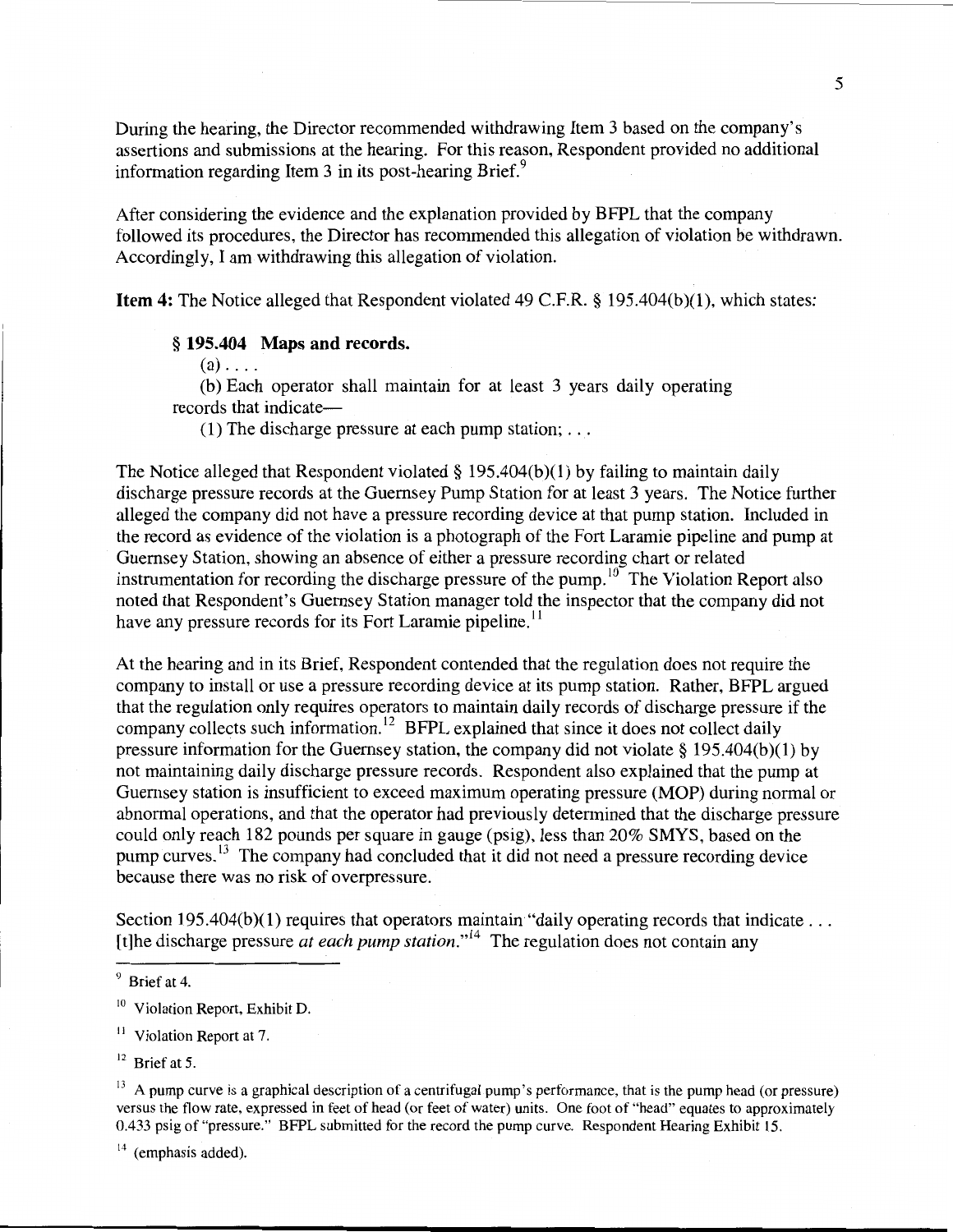During the hearing, the Director recommended withdrawing Item 3 based on the company's assertions and submissions at the hearing. For this reason, Respondent provided no additional information regarding Item 3 in its post-hearing Brief.[9]

After considering the evidence and the explanation provided by BFPL that the company followed its procedures, the Director has recommended this allegation of violation be withdrawn. Accordingly, I am withdrawing this allegation of violation.

**Item 4:** The Notice alleged that Respondent violated 49 C.F.R. § 195.404(b)(1), which states:

> **§ 195.404 Maps and records.**
>
> (a) . . . .
>
> (b) Each operator shall maintain for at least 3 years daily operating records that indicate—
>
> (1) The discharge pressure at each pump station; . . .

The Notice alleged that Respondent violated § 195.404(b)(1) by failing to maintain daily discharge pressure records at the Guernsey Pump Station for at least 3 years. The Notice further alleged the company did not have a pressure recording device at that pump station. Included in the record as evidence of the violation is a photograph of the Fort Laramie pipeline and pump at Guernsey Station, showing an absence of either a pressure recording chart or related instrumentation for recording the discharge pressure of the pump.[10] The Violation Report also noted that Respondent's Guernsey Station manager told the inspector that the company did not have any pressure records for its Fort Laramie pipeline.[11]

At the hearing and in its Brief, Respondent contended that the regulation does not require the company to install or use a pressure recording device at its pump station. Rather, BFPL argued that the regulation only requires operators to maintain daily records of discharge pressure if the company collects such information.[12] BFPL explained that since it does not collect daily pressure information for the Guernsey station, the company did not violate § 195.404(b)(1) by not maintaining daily discharge pressure records. Respondent also explained that the pump at Guernsey station is insufficient to exceed maximum operating pressure (MOP) during normal or abnormal operations, and that the operator had previously determined that the discharge pressure could only reach 182 pounds per square in gauge (psig), less than 20% SMYS, based on the pump curves.[13] The company had concluded that it did not need a pressure recording device because there was no risk of overpressure.

Section 195.404(b)(1) requires that operators maintain "daily operating records that indicate . . . [t]he discharge pressure *at each pump station*."[14] The regulation does not contain any

---

[9] Brief at 4.

[10] Violation Report, Exhibit D.

[11] Violation Report at 7.

[12] Brief at 5.

[13] A pump curve is a graphical description of a centrifugal pump's performance, that is the pump head (or pressure) versus the flow rate, expressed in feet of head (or feet of water) units. One foot of "head" equates to approximately 0.433 psig of "pressure." BFPL submitted for the record the pump curve. Respondent Hearing Exhibit 15.

[14] (emphasis added).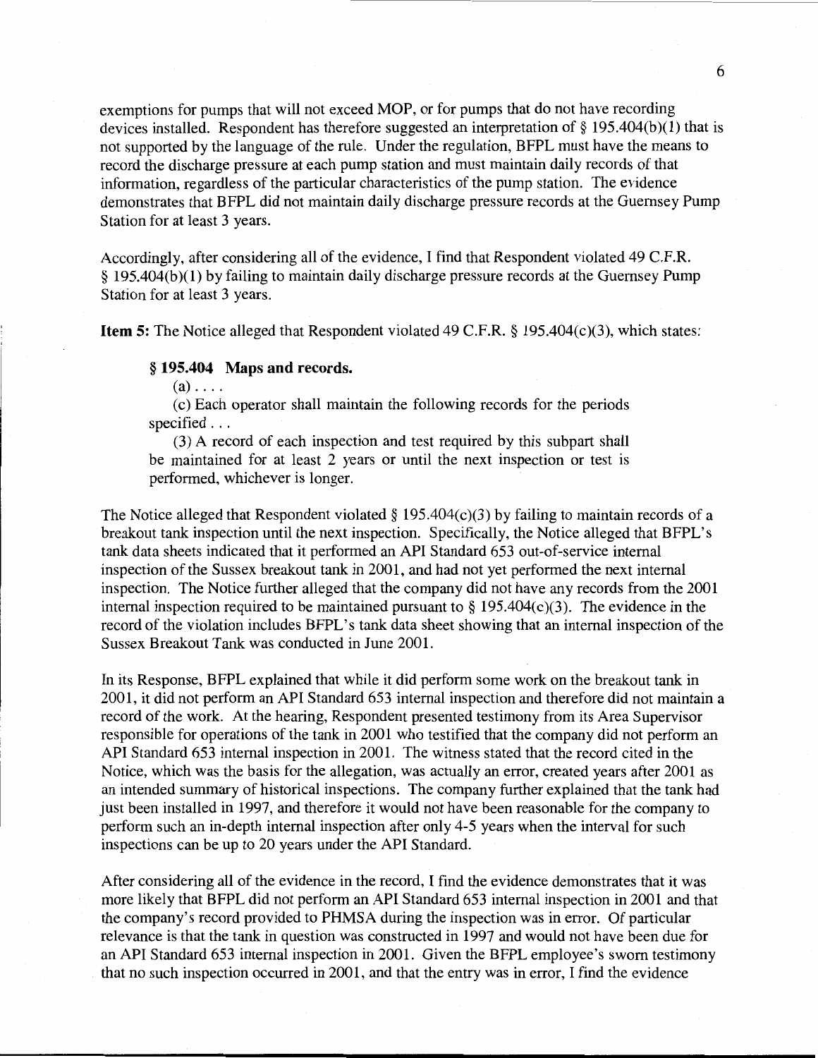exemptions for pumps that will not exceed MOP, or for pumps that do not have recording devices installed. Respondent has therefore suggested an interpretation of § 195.404(b)(1) that is not supported by the language of the rule. Under the regulation, BFPL must have the means to record the discharge pressure at each pump station and must maintain daily records of that information, regardless of the particular characteristics of the pump station. The evidence demonstrates that BFPL did not maintain daily discharge pressure records at the Guernsey Pump Station for at least 3 years.

Accordingly, after considering all of the evidence, I find that Respondent violated 49 C.F.R. § 195.404(b)(1) by failing to maintain daily discharge pressure records at the Guernsey Pump Station for at least 3 years.

**Item 5:** The Notice alleged that Respondent violated 49 C.F.R. § 195.404(c)(3), which states:

> **§ 195.404 Maps and records.**
>
> (a) . . . .
>
> (c) Each operator shall maintain the following records for the periods specified . . .
>
> (3) A record of each inspection and test required by this subpart shall be maintained for at least 2 years or until the next inspection or test is performed, whichever is longer.

The Notice alleged that Respondent violated § 195.404(c)(3) by failing to maintain records of a breakout tank inspection until the next inspection. Specifically, the Notice alleged that BFPL's tank data sheets indicated that it performed an API Standard 653 out-of-service internal inspection of the Sussex breakout tank in 2001, and had not yet performed the next internal inspection. The Notice further alleged that the company did not have any records from the 2001 internal inspection required to be maintained pursuant to § 195.404(c)(3). The evidence in the record of the violation includes BFPL's tank data sheet showing that an internal inspection of the Sussex Breakout Tank was conducted in June 2001.

In its Response, BFPL explained that while it did perform some work on the breakout tank in 2001, it did not perform an API Standard 653 internal inspection and therefore did not maintain a record of the work. At the hearing, Respondent presented testimony from its Area Supervisor responsible for operations of the tank in 2001 who testified that the company did not perform an API Standard 653 internal inspection in 2001. The witness stated that the record cited in the Notice, which was the basis for the allegation, was actually an error, created years after 2001 as an intended summary of historical inspections. The company further explained that the tank had just been installed in 1997, and therefore it would not have been reasonable for the company to perform such an in-depth internal inspection after only 4-5 years when the interval for such inspections can be up to 20 years under the API Standard.

After considering all of the evidence in the record, I find the evidence demonstrates that it was more likely that BFPL did not perform an API Standard 653 internal inspection in 2001 and that the company's record provided to PHMSA during the inspection was in error. Of particular relevance is that the tank in question was constructed in 1997 and would not have been due for an API Standard 653 internal inspection in 2001. Given the BFPL employee's sworn testimony that no such inspection occurred in 2001, and that the entry was in error, I find the evidence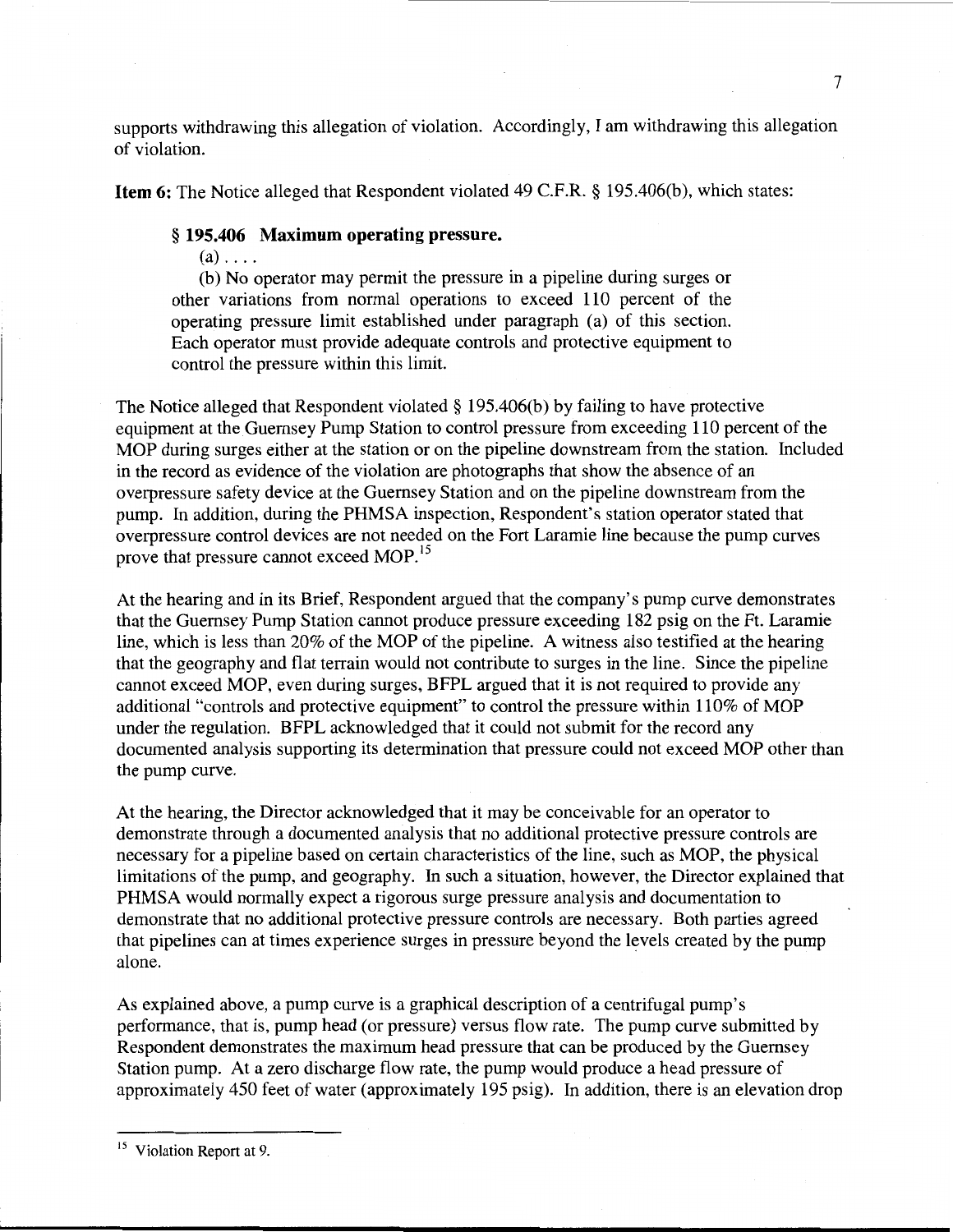supports withdrawing this allegation of violation. Accordingly, I am withdrawing this allegation of violation.

**Item 6:** The Notice alleged that Respondent violated 49 C.F.R. § 195.406(b), which states:

> **§ 195.406 Maximum operating pressure.**
>
> (a) . . . .
>
> (b) No operator may permit the pressure in a pipeline during surges or other variations from normal operations to exceed 110 percent of the operating pressure limit established under paragraph (a) of this section. Each operator must provide adequate controls and protective equipment to control the pressure within this limit.

The Notice alleged that Respondent violated § 195.406(b) by failing to have protective equipment at the Guernsey Pump Station to control pressure from exceeding 110 percent of the MOP during surges either at the station or on the pipeline downstream from the station. Included in the record as evidence of the violation are photographs that show the absence of an overpressure safety device at the Guernsey Station and on the pipeline downstream from the pump. In addition, during the PHMSA inspection, Respondent's station operator stated that overpressure control devices are not needed on the Fort Laramie line because the pump curves prove that pressure cannot exceed MOP.[15]

At the hearing and in its Brief, Respondent argued that the company's pump curve demonstrates that the Guernsey Pump Station cannot produce pressure exceeding 182 psig on the Ft. Laramie line, which is less than 20% of the MOP of the pipeline. A witness also testified at the hearing that the geography and flat terrain would not contribute to surges in the line. Since the pipeline cannot exceed MOP, even during surges, BFPL argued that it is not required to provide any additional "controls and protective equipment" to control the pressure within 110% of MOP under the regulation. BFPL acknowledged that it could not submit for the record any documented analysis supporting its determination that pressure could not exceed MOP other than the pump curve.

At the hearing, the Director acknowledged that it may be conceivable for an operator to demonstrate through a documented analysis that no additional protective pressure controls are necessary for a pipeline based on certain characteristics of the line, such as MOP, the physical limitations of the pump, and geography. In such a situation, however, the Director explained that PHMSA would normally expect a rigorous surge pressure analysis and documentation to demonstrate that no additional protective pressure controls are necessary. Both parties agreed that pipelines can at times experience surges in pressure beyond the levels created by the pump alone.

As explained above, a pump curve is a graphical description of a centrifugal pump's performance, that is, pump head (or pressure) versus flow rate. The pump curve submitted by Respondent demonstrates the maximum head pressure that can be produced by the Guernsey Station pump. At a zero discharge flow rate, the pump would produce a head pressure of approximately 450 feet of water (approximately 195 psig). In addition, there is an elevation drop

[15] Violation Report at 9.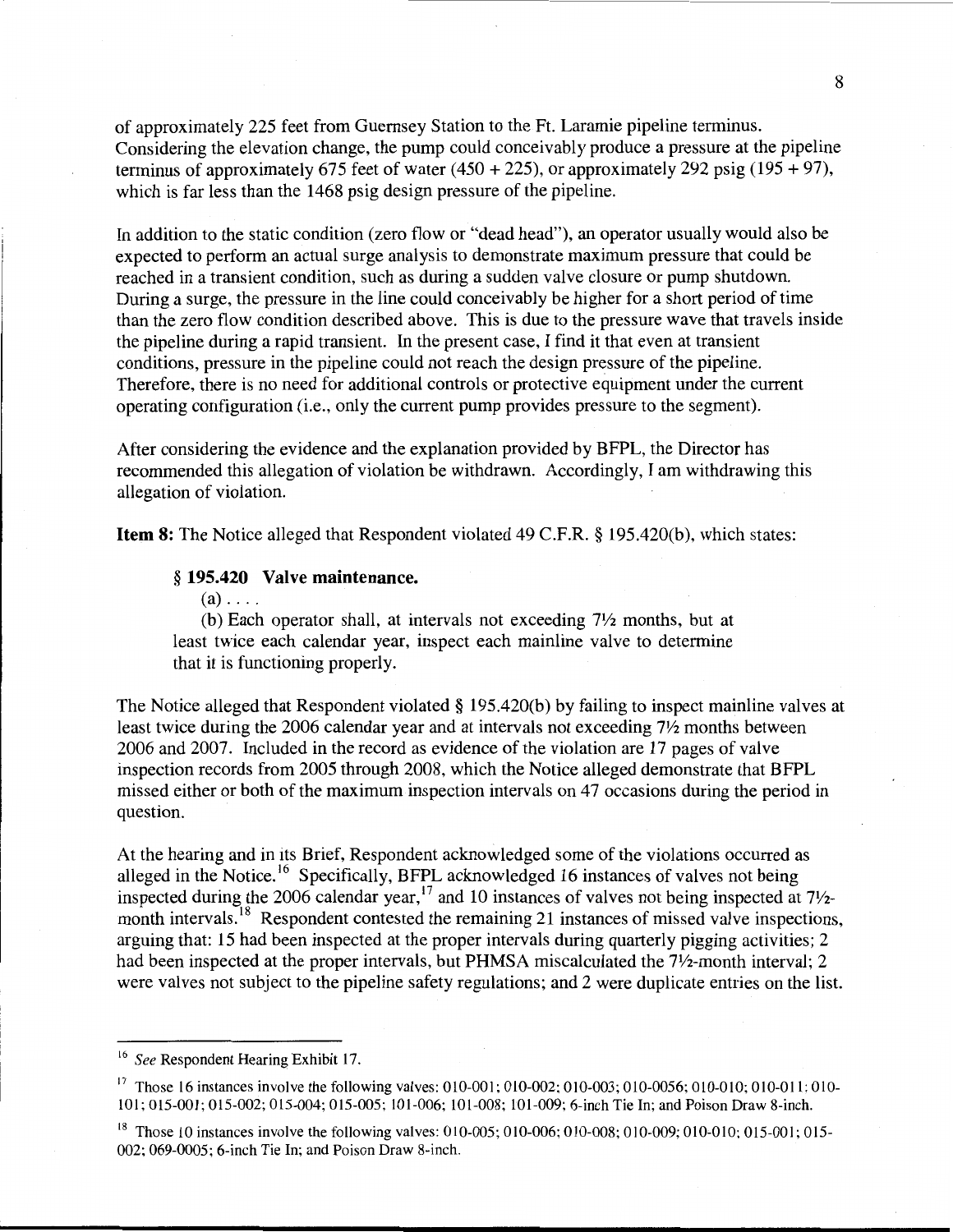of approximately 225 feet from Guernsey Station to the Ft. Laramie pipeline terminus. Considering the elevation change, the pump could conceivably produce a pressure at the pipeline terminus of approximately 675 feet of water (450 + 225), or approximately 292 psig (195 + 97), which is far less than the 1468 psig design pressure of the pipeline.

In addition to the static condition (zero flow or "dead head"), an operator usually would also be expected to perform an actual surge analysis to demonstrate maximum pressure that could be reached in a transient condition, such as during a sudden valve closure or pump shutdown. During a surge, the pressure in the line could conceivably be higher for a short period of time than the zero flow condition described above. This is due to the pressure wave that travels inside the pipeline during a rapid transient. In the present case, I find it that even at transient conditions, pressure in the pipeline could not reach the design pressure of the pipeline. Therefore, there is no need for additional controls or protective equipment under the current operating configuration (i.e., only the current pump provides pressure to the segment).

After considering the evidence and the explanation provided by BFPL, the Director has recommended this allegation of violation be withdrawn. Accordingly, I am withdrawing this allegation of violation.

**Item 8:** The Notice alleged that Respondent violated 49 C.F.R. § 195.420(b), which states:

> **§ 195.420 Valve maintenance.**
>
> (a) . . . .
>
> (b) Each operator shall, at intervals not exceeding 7½ months, but at least twice each calendar year, inspect each mainline valve to determine that it is functioning properly.

The Notice alleged that Respondent violated § 195.420(b) by failing to inspect mainline valves at least twice during the 2006 calendar year and at intervals not exceeding 7½ months between 2006 and 2007. Included in the record as evidence of the violation are 17 pages of valve inspection records from 2005 through 2008, which the Notice alleged demonstrate that BFPL missed either or both of the maximum inspection intervals on 47 occasions during the period in question.

At the hearing and in its Brief, Respondent acknowledged some of the violations occurred as alleged in the Notice.[16] Specifically, BFPL acknowledged 16 instances of valves not being inspected during the 2006 calendar year,[17] and 10 instances of valves not being inspected at 7½-month intervals.[18] Respondent contested the remaining 21 instances of missed valve inspections, arguing that: 15 had been inspected at the proper intervals during quarterly pigging activities; 2 had been inspected at the proper intervals, but PHMSA miscalculated the 7½-month interval; 2 were valves not subject to the pipeline safety regulations; and 2 were duplicate entries on the list.

---

[16] *See* Respondent Hearing Exhibit 17.

[17] Those 16 instances involve the following valves: 010-001; 010-002; 010-003; 010-0056; 010-010; 010-011; 010-101; 015-001; 015-002; 015-004; 015-005; 101-006; 101-008; 101-009; 6-inch Tie In; and Poison Draw 8-inch.

[18] Those 10 instances involve the following valves: 010-005; 010-006; 010-008; 010-009; 010-010; 015-001; 015-002; 069-0005; 6-inch Tie In; and Poison Draw 8-inch.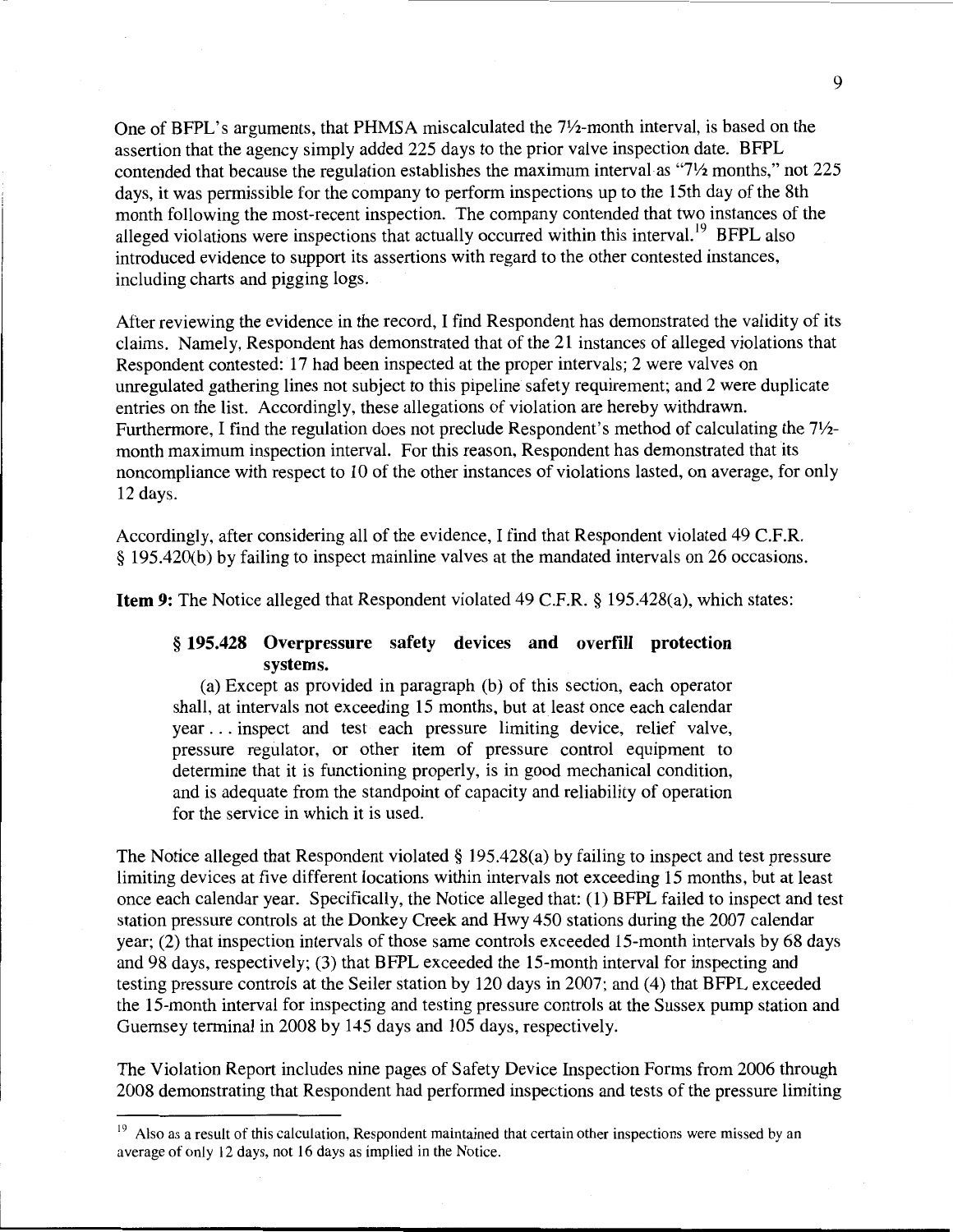One of BFPL's arguments, that PHMSA miscalculated the 7½-month interval, is based on the assertion that the agency simply added 225 days to the prior valve inspection date. BFPL contended that because the regulation establishes the maximum interval as "7½ months," not 225 days, it was permissible for the company to perform inspections up to the 15th day of the 8th month following the most-recent inspection. The company contended that two instances of the alleged violations were inspections that actually occurred within this interval.[19] BFPL also introduced evidence to support its assertions with regard to the other contested instances, including charts and pigging logs.

After reviewing the evidence in the record, I find Respondent has demonstrated the validity of its claims. Namely, Respondent has demonstrated that of the 21 instances of alleged violations that Respondent contested: 17 had been inspected at the proper intervals; 2 were valves on unregulated gathering lines not subject to this pipeline safety requirement; and 2 were duplicate entries on the list. Accordingly, these allegations of violation are hereby withdrawn. Furthermore, I find the regulation does not preclude Respondent's method of calculating the 7½-month maximum inspection interval. For this reason, Respondent has demonstrated that its noncompliance with respect to 10 of the other instances of violations lasted, on average, for only 12 days.

Accordingly, after considering all of the evidence, I find that Respondent violated 49 C.F.R. § 195.420(b) by failing to inspect mainline valves at the mandated intervals on 26 occasions.

**Item 9:** The Notice alleged that Respondent violated 49 C.F.R. § 195.428(a), which states:

> **§ 195.428 Overpressure safety devices and overfill protection systems.**
>
> (a) Except as provided in paragraph (b) of this section, each operator shall, at intervals not exceeding 15 months, but at least once each calendar year . . . inspect and test each pressure limiting device, relief valve, pressure regulator, or other item of pressure control equipment to determine that it is functioning properly, is in good mechanical condition, and is adequate from the standpoint of capacity and reliability of operation for the service in which it is used.

The Notice alleged that Respondent violated § 195.428(a) by failing to inspect and test pressure limiting devices at five different locations within intervals not exceeding 15 months, but at least once each calendar year. Specifically, the Notice alleged that: (1) BFPL failed to inspect and test station pressure controls at the Donkey Creek and Hwy 450 stations during the 2007 calendar year; (2) that inspection intervals of those same controls exceeded 15-month intervals by 68 days and 98 days, respectively; (3) that BFPL exceeded the 15-month interval for inspecting and testing pressure controls at the Seiler station by 120 days in 2007; and (4) that BFPL exceeded the 15-month interval for inspecting and testing pressure controls at the Sussex pump station and Guernsey terminal in 2008 by 145 days and 105 days, respectively.

The Violation Report includes nine pages of Safety Device Inspection Forms from 2006 through 2008 demonstrating that Respondent had performed inspections and tests of the pressure limiting

[19] Also as a result of this calculation, Respondent maintained that certain other inspections were missed by an average of only 12 days, not 16 days as implied in the Notice.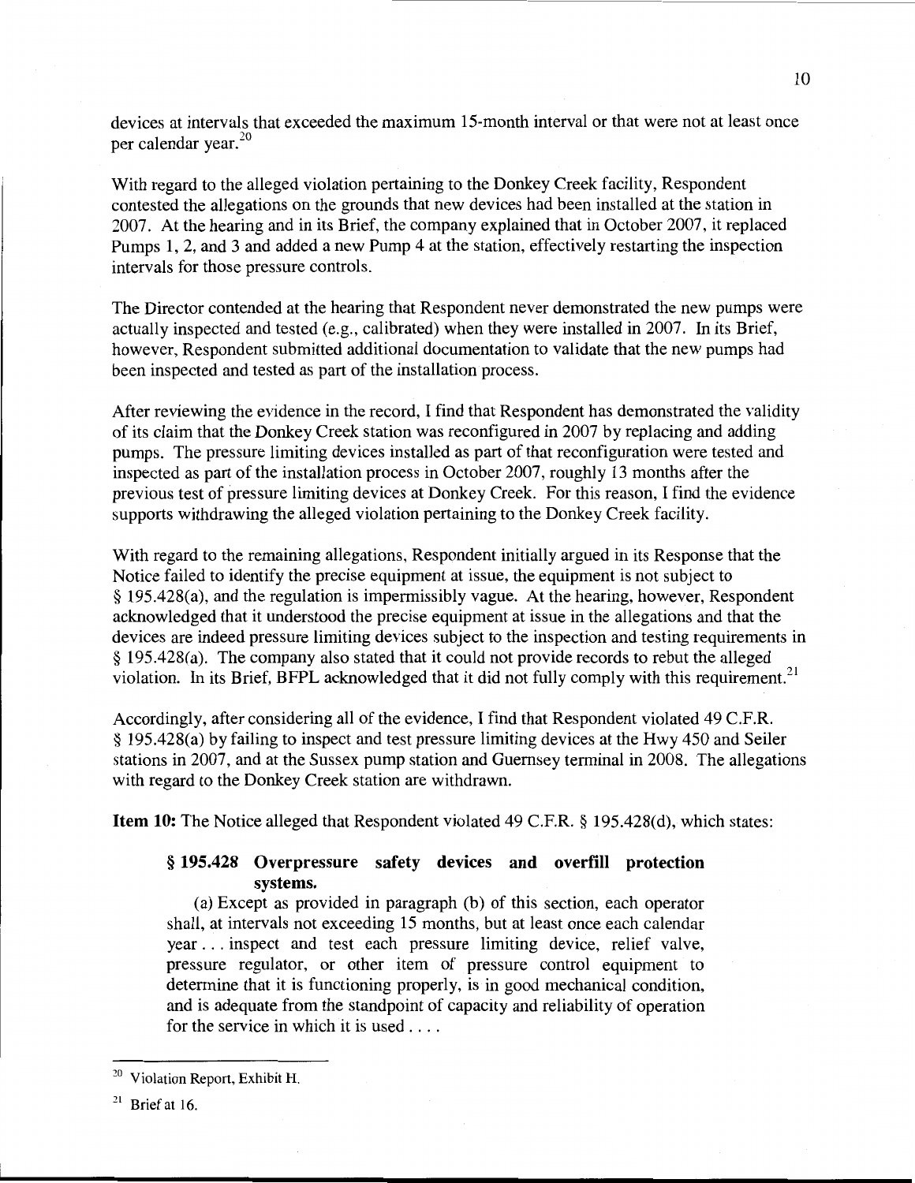devices at intervals that exceeded the maximum 15-month interval or that were not at least once per calendar year.[20]

With regard to the alleged violation pertaining to the Donkey Creek facility, Respondent contested the allegations on the grounds that new devices had been installed at the station in 2007. At the hearing and in its Brief, the company explained that in October 2007, it replaced Pumps 1, 2, and 3 and added a new Pump 4 at the station, effectively restarting the inspection intervals for those pressure controls.

The Director contended at the hearing that Respondent never demonstrated the new pumps were actually inspected and tested (e.g., calibrated) when they were installed in 2007. In its Brief, however, Respondent submitted additional documentation to validate that the new pumps had been inspected and tested as part of the installation process.

After reviewing the evidence in the record, I find that Respondent has demonstrated the validity of its claim that the Donkey Creek station was reconfigured in 2007 by replacing and adding pumps. The pressure limiting devices installed as part of that reconfiguration were tested and inspected as part of the installation process in October 2007, roughly 13 months after the previous test of pressure limiting devices at Donkey Creek. For this reason, I find the evidence supports withdrawing the alleged violation pertaining to the Donkey Creek facility.

With regard to the remaining allegations, Respondent initially argued in its Response that the Notice failed to identify the precise equipment at issue, the equipment is not subject to § 195.428(a), and the regulation is impermissibly vague. At the hearing, however, Respondent acknowledged that it understood the precise equipment at issue in the allegations and that the devices are indeed pressure limiting devices subject to the inspection and testing requirements in § 195.428(a). The company also stated that it could not provide records to rebut the alleged violation. In its Brief, BFPL acknowledged that it did not fully comply with this requirement.[21]

Accordingly, after considering all of the evidence, I find that Respondent violated 49 C.F.R. § 195.428(a) by failing to inspect and test pressure limiting devices at the Hwy 450 and Seiler stations in 2007, and at the Sussex pump station and Guernsey terminal in 2008. The allegations with regard to the Donkey Creek station are withdrawn.

**Item 10:** The Notice alleged that Respondent violated 49 C.F.R. § 195.428(d), which states:

> **§ 195.428 Overpressure safety devices and overfill protection systems.**
>
> (a) Except as provided in paragraph (b) of this section, each operator shall, at intervals not exceeding 15 months, but at least once each calendar year . . . inspect and test each pressure limiting device, relief valve, pressure regulator, or other item of pressure control equipment to determine that it is functioning properly, is in good mechanical condition, and is adequate from the standpoint of capacity and reliability of operation for the service in which it is used . . . .

---

[20] Violation Report, Exhibit H.

[21] Brief at 16.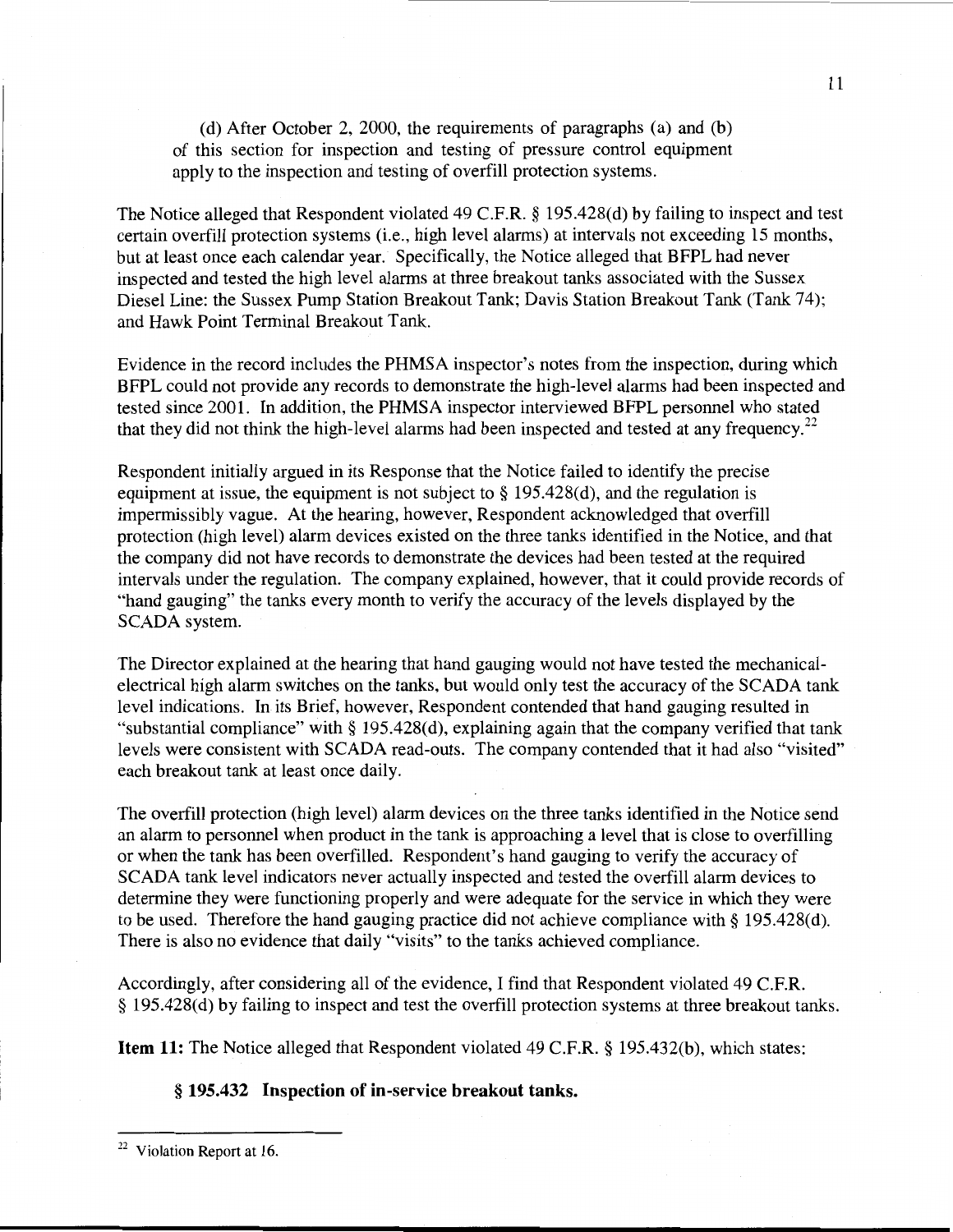(d) After October 2, 2000, the requirements of paragraphs (a) and (b) of this section for inspection and testing of pressure control equipment apply to the inspection and testing of overfill protection systems.

The Notice alleged that Respondent violated 49 C.F.R. § 195.428(d) by failing to inspect and test certain overfill protection systems (i.e., high level alarms) at intervals not exceeding 15 months, but at least once each calendar year. Specifically, the Notice alleged that BFPL had never inspected and tested the high level alarms at three breakout tanks associated with the Sussex Diesel Line: the Sussex Pump Station Breakout Tank; Davis Station Breakout Tank (Tank 74); and Hawk Point Terminal Breakout Tank.

Evidence in the record includes the PHMSA inspector's notes from the inspection, during which BFPL could not provide any records to demonstrate the high-level alarms had been inspected and tested since 2001. In addition, the PHMSA inspector interviewed BFPL personnel who stated that they did not think the high-level alarms had been inspected and tested at any frequency.[22]

Respondent initially argued in its Response that the Notice failed to identify the precise equipment at issue, the equipment is not subject to § 195.428(d), and the regulation is impermissibly vague. At the hearing, however, Respondent acknowledged that overfill protection (high level) alarm devices existed on the three tanks identified in the Notice, and that the company did not have records to demonstrate the devices had been tested at the required intervals under the regulation. The company explained, however, that it could provide records of "hand gauging" the tanks every month to verify the accuracy of the levels displayed by the SCADA system.

The Director explained at the hearing that hand gauging would not have tested the mechanical-electrical high alarm switches on the tanks, but would only test the accuracy of the SCADA tank level indications. In its Brief, however, Respondent contended that hand gauging resulted in "substantial compliance" with § 195.428(d), explaining again that the company verified that tank levels were consistent with SCADA read-outs. The company contended that it had also "visited" each breakout tank at least once daily.

The overfill protection (high level) alarm devices on the three tanks identified in the Notice send an alarm to personnel when product in the tank is approaching a level that is close to overfilling or when the tank has been overfilled. Respondent's hand gauging to verify the accuracy of SCADA tank level indicators never actually inspected and tested the overfill alarm devices to determine they were functioning properly and were adequate for the service in which they were to be used. Therefore the hand gauging practice did not achieve compliance with § 195.428(d). There is also no evidence that daily "visits" to the tanks achieved compliance.

Accordingly, after considering all of the evidence, I find that Respondent violated 49 C.F.R. § 195.428(d) by failing to inspect and test the overfill protection systems at three breakout tanks.

**Item 11:** The Notice alleged that Respondent violated 49 C.F.R. § 195.432(b), which states:

**§ 195.432 Inspection of in-service breakout tanks.**

[22] Violation Report at 16.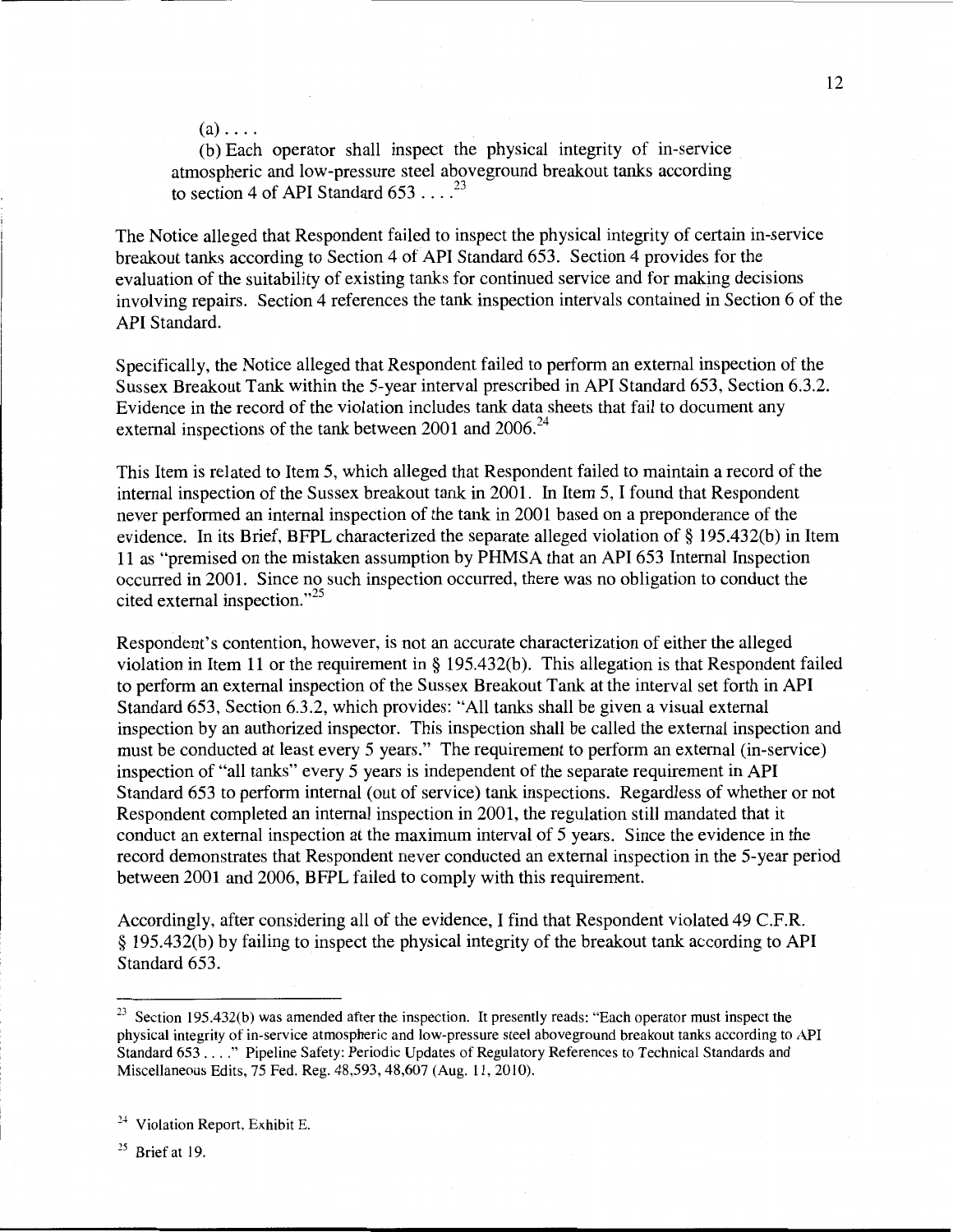(a) . . . .

(b) Each operator shall inspect the physical integrity of in-service atmospheric and low-pressure steel aboveground breakout tanks according to section 4 of API Standard 653 . . . .[23]

The Notice alleged that Respondent failed to inspect the physical integrity of certain in-service breakout tanks according to Section 4 of API Standard 653. Section 4 provides for the evaluation of the suitability of existing tanks for continued service and for making decisions involving repairs. Section 4 references the tank inspection intervals contained in Section 6 of the API Standard.

Specifically, the Notice alleged that Respondent failed to perform an external inspection of the Sussex Breakout Tank within the 5-year interval prescribed in API Standard 653, Section 6.3.2. Evidence in the record of the violation includes tank data sheets that fail to document any external inspections of the tank between 2001 and 2006.[24]

This Item is related to Item 5, which alleged that Respondent failed to maintain a record of the internal inspection of the Sussex breakout tank in 2001. In Item 5, I found that Respondent never performed an internal inspection of the tank in 2001 based on a preponderance of the evidence. In its Brief, BFPL characterized the separate alleged violation of § 195.432(b) in Item 11 as "premised on the mistaken assumption by PHMSA that an API 653 Internal Inspection occurred in 2001. Since no such inspection occurred, there was no obligation to conduct the cited external inspection."[25]

Respondent's contention, however, is not an accurate characterization of either the alleged violation in Item 11 or the requirement in § 195.432(b). This allegation is that Respondent failed to perform an external inspection of the Sussex Breakout Tank at the interval set forth in API Standard 653, Section 6.3.2, which provides: "All tanks shall be given a visual external inspection by an authorized inspector. This inspection shall be called the external inspection and must be conducted at least every 5 years." The requirement to perform an external (in-service) inspection of "all tanks" every 5 years is independent of the separate requirement in API Standard 653 to perform internal (out of service) tank inspections. Regardless of whether or not Respondent completed an internal inspection in 2001, the regulation still mandated that it conduct an external inspection at the maximum interval of 5 years. Since the evidence in the record demonstrates that Respondent never conducted an external inspection in the 5-year period between 2001 and 2006, BFPL failed to comply with this requirement.

Accordingly, after considering all of the evidence, I find that Respondent violated 49 C.F.R. § 195.432(b) by failing to inspect the physical integrity of the breakout tank according to API Standard 653.

---

[23] Section 195.432(b) was amended after the inspection. It presently reads: "Each operator must inspect the physical integrity of in-service atmospheric and low-pressure steel aboveground breakout tanks according to API Standard 653 . . . ." Pipeline Safety: Periodic Updates of Regulatory References to Technical Standards and Miscellaneous Edits, 75 Fed. Reg. 48,593, 48,607 (Aug. 11, 2010).

[24] Violation Report, Exhibit E.

[25] Brief at 19.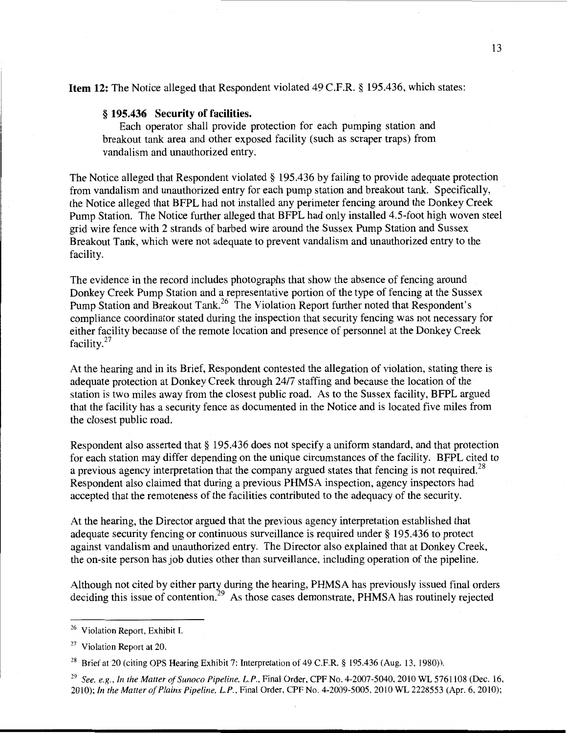**Item 12:** The Notice alleged that Respondent violated 49 C.F.R. § 195.436, which states:

> **§ 195.436 Security of facilities.**
>
> Each operator shall provide protection for each pumping station and breakout tank area and other exposed facility (such as scraper traps) from vandalism and unauthorized entry.

The Notice alleged that Respondent violated § 195.436 by failing to provide adequate protection from vandalism and unauthorized entry for each pump station and breakout tank. Specifically, the Notice alleged that BFPL had not installed any perimeter fencing around the Donkey Creek Pump Station. The Notice further alleged that BFPL had only installed 4.5-foot high woven steel grid wire fence with 2 strands of barbed wire around the Sussex Pump Station and Sussex Breakout Tank, which were not adequate to prevent vandalism and unauthorized entry to the facility.

The evidence in the record includes photographs that show the absence of fencing around Donkey Creek Pump Station and a representative portion of the type of fencing at the Sussex Pump Station and Breakout Tank.[26] The Violation Report further noted that Respondent's compliance coordinator stated during the inspection that security fencing was not necessary for either facility because of the remote location and presence of personnel at the Donkey Creek facility.[27]

At the hearing and in its Brief, Respondent contested the allegation of violation, stating there is adequate protection at Donkey Creek through 24/7 staffing and because the location of the station is two miles away from the closest public road. As to the Sussex facility, BFPL argued that the facility has a security fence as documented in the Notice and is located five miles from the closest public road.

Respondent also asserted that § 195.436 does not specify a uniform standard, and that protection for each station may differ depending on the unique circumstances of the facility. BFPL cited to a previous agency interpretation that the company argued states that fencing is not required.[28] Respondent also claimed that during a previous PHMSA inspection, agency inspectors had accepted that the remoteness of the facilities contributed to the adequacy of the security.

At the hearing, the Director argued that the previous agency interpretation established that adequate security fencing or continuous surveillance is required under § 195.436 to protect against vandalism and unauthorized entry. The Director also explained that at Donkey Creek, the on-site person has job duties other than surveillance, including operation of the pipeline.

Although not cited by either party during the hearing, PHMSA has previously issued final orders deciding this issue of contention.[29] As those cases demonstrate, PHMSA has routinely rejected

---

[26] Violation Report, Exhibit I.

[27] Violation Report at 20.

[28] Brief at 20 (citing OPS Hearing Exhibit 7: Interpretation of 49 C.F.R. § 195.436 (Aug. 13, 1980)).

[29] *See, e.g., In the Matter of Sunoco Pipeline, L.P.*, Final Order, CPF No. 4-2007-5040, 2010 WL 5761108 (Dec. 16, 2010); *In the Matter of Plains Pipeline, L.P.*, Final Order, CPF No. 4-2009-5005, 2010 WL 2228553 (Apr. 6, 2010);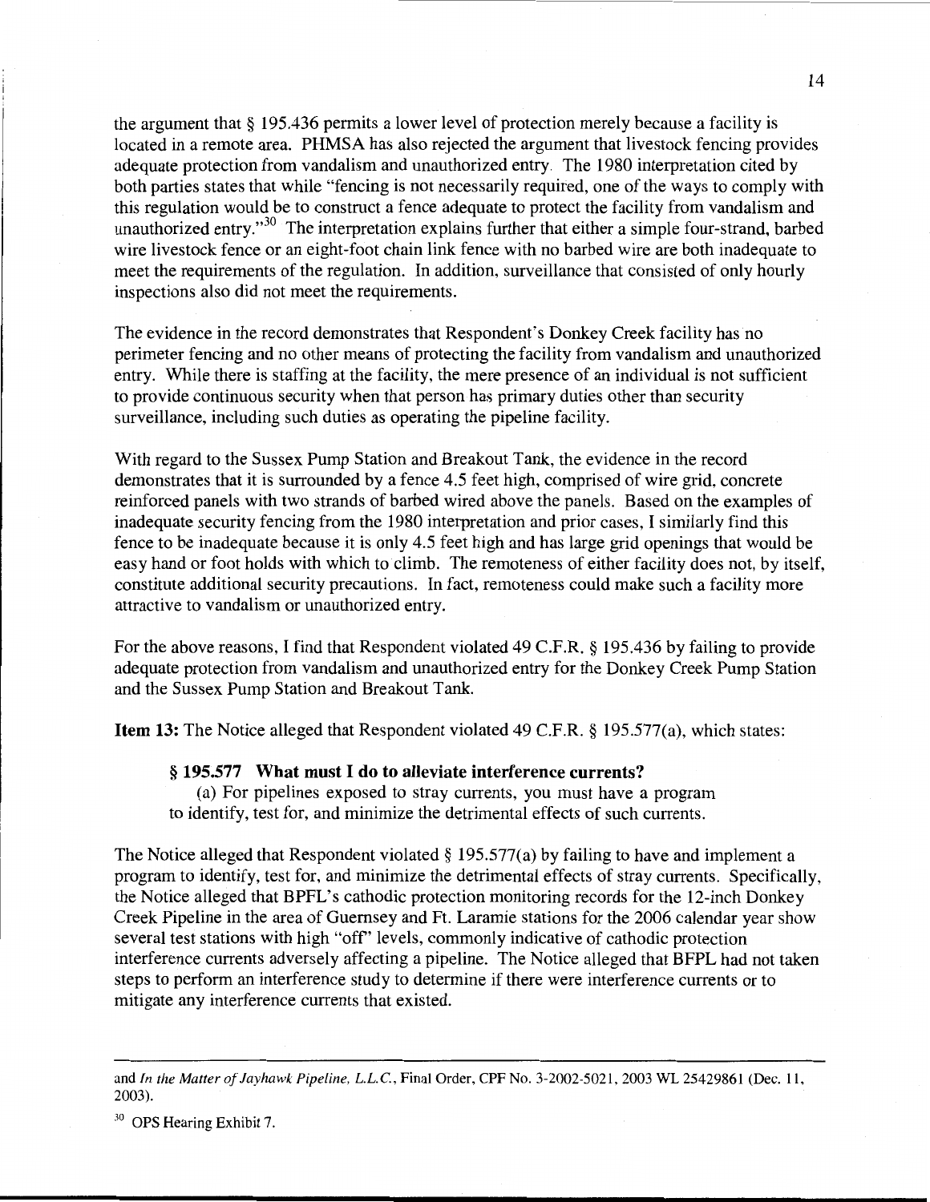the argument that § 195.436 permits a lower level of protection merely because a facility is located in a remote area. PHMSA has also rejected the argument that livestock fencing provides adequate protection from vandalism and unauthorized entry. The 1980 interpretation cited by both parties states that while "fencing is not necessarily required, one of the ways to comply with this regulation would be to construct a fence adequate to protect the facility from vandalism and unauthorized entry."[30] The interpretation explains further that either a simple four-strand, barbed wire livestock fence or an eight-foot chain link fence with no barbed wire are both inadequate to meet the requirements of the regulation. In addition, surveillance that consisted of only hourly inspections also did not meet the requirements.

The evidence in the record demonstrates that Respondent's Donkey Creek facility has no perimeter fencing and no other means of protecting the facility from vandalism and unauthorized entry. While there is staffing at the facility, the mere presence of an individual is not sufficient to provide continuous security when that person has primary duties other than security surveillance, including such duties as operating the pipeline facility.

With regard to the Sussex Pump Station and Breakout Tank, the evidence in the record demonstrates that it is surrounded by a fence 4.5 feet high, comprised of wire grid, concrete reinforced panels with two strands of barbed wired above the panels. Based on the examples of inadequate security fencing from the 1980 interpretation and prior cases, I similarly find this fence to be inadequate because it is only 4.5 feet high and has large grid openings that would be easy hand or foot holds with which to climb. The remoteness of either facility does not, by itself, constitute additional security precautions. In fact, remoteness could make such a facility more attractive to vandalism or unauthorized entry.

For the above reasons, I find that Respondent violated 49 C.F.R. § 195.436 by failing to provide adequate protection from vandalism and unauthorized entry for the Donkey Creek Pump Station and the Sussex Pump Station and Breakout Tank.

**Item 13:** The Notice alleged that Respondent violated 49 C.F.R. § 195.577(a), which states:

> **§ 195.577 What must I do to alleviate interference currents?**
>
> (a) For pipelines exposed to stray currents, you must have a program to identify, test for, and minimize the detrimental effects of such currents.

The Notice alleged that Respondent violated § 195.577(a) by failing to have and implement a program to identify, test for, and minimize the detrimental effects of stray currents. Specifically, the Notice alleged that BPFL's cathodic protection monitoring records for the 12-inch Donkey Creek Pipeline in the area of Guernsey and Ft. Laramie stations for the 2006 calendar year show several test stations with high "off" levels, commonly indicative of cathodic protection interference currents adversely affecting a pipeline. The Notice alleged that BFPL had not taken steps to perform an interference study to determine if there were interference currents or to mitigate any interference currents that existed.

---

and *In the Matter of Jayhawk Pipeline, L.L.C.*, Final Order, CPF No. 3-2002-5021, 2003 WL 25429861 (Dec. 11, 2003).

[30] OPS Hearing Exhibit 7.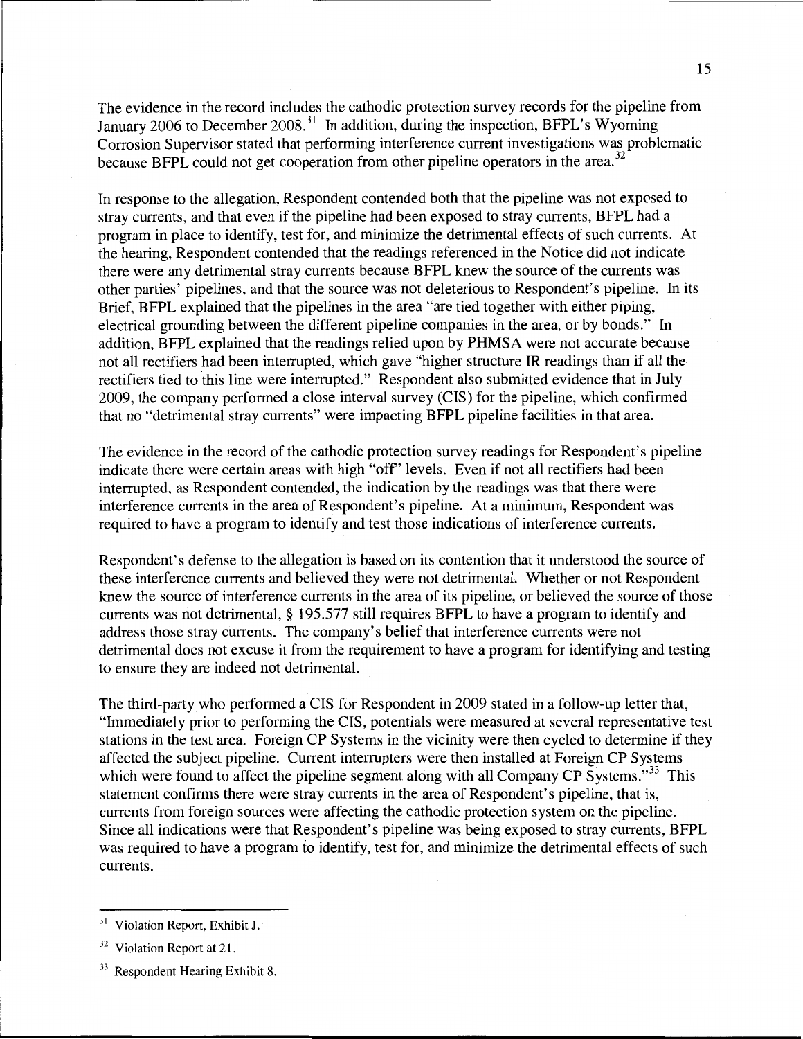The evidence in the record includes the cathodic protection survey records for the pipeline from January 2006 to December 2008.[31] In addition, during the inspection, BFPL's Wyoming Corrosion Supervisor stated that performing interference current investigations was problematic because BFPL could not get cooperation from other pipeline operators in the area.[32]

In response to the allegation, Respondent contended both that the pipeline was not exposed to stray currents, and that even if the pipeline had been exposed to stray currents, BFPL had a program in place to identify, test for, and minimize the detrimental effects of such currents. At the hearing, Respondent contended that the readings referenced in the Notice did not indicate there were any detrimental stray currents because BFPL knew the source of the currents was other parties' pipelines, and that the source was not deleterious to Respondent's pipeline. In its Brief, BFPL explained that the pipelines in the area "are tied together with either piping, electrical grounding between the different pipeline companies in the area, or by bonds." In addition, BFPL explained that the readings relied upon by PHMSA were not accurate because not all rectifiers had been interrupted, which gave "higher structure IR readings than if all the rectifiers tied to this line were interrupted." Respondent also submitted evidence that in July 2009, the company performed a close interval survey (CIS) for the pipeline, which confirmed that no "detrimental stray currents" were impacting BFPL pipeline facilities in that area.

The evidence in the record of the cathodic protection survey readings for Respondent's pipeline indicate there were certain areas with high "off" levels. Even if not all rectifiers had been interrupted, as Respondent contended, the indication by the readings was that there were interference currents in the area of Respondent's pipeline. At a minimum, Respondent was required to have a program to identify and test those indications of interference currents.

Respondent's defense to the allegation is based on its contention that it understood the source of these interference currents and believed they were not detrimental. Whether or not Respondent knew the source of interference currents in the area of its pipeline, or believed the source of those currents was not detrimental, § 195.577 still requires BFPL to have a program to identify and address those stray currents. The company's belief that interference currents were not detrimental does not excuse it from the requirement to have a program for identifying and testing to ensure they are indeed not detrimental.

The third-party who performed a CIS for Respondent in 2009 stated in a follow-up letter that, "Immediately prior to performing the CIS, potentials were measured at several representative test stations in the test area. Foreign CP Systems in the vicinity were then cycled to determine if they affected the subject pipeline. Current interrupters were then installed at Foreign CP Systems which were found to affect the pipeline segment along with all Company CP Systems."[33] This statement confirms there were stray currents in the area of Respondent's pipeline, that is, currents from foreign sources were affecting the cathodic protection system on the pipeline. Since all indications were that Respondent's pipeline was being exposed to stray currents, BFPL was required to have a program to identify, test for, and minimize the detrimental effects of such currents.

---

[31] Violation Report, Exhibit J.

[32] Violation Report at 21.

[33] Respondent Hearing Exhibit 8.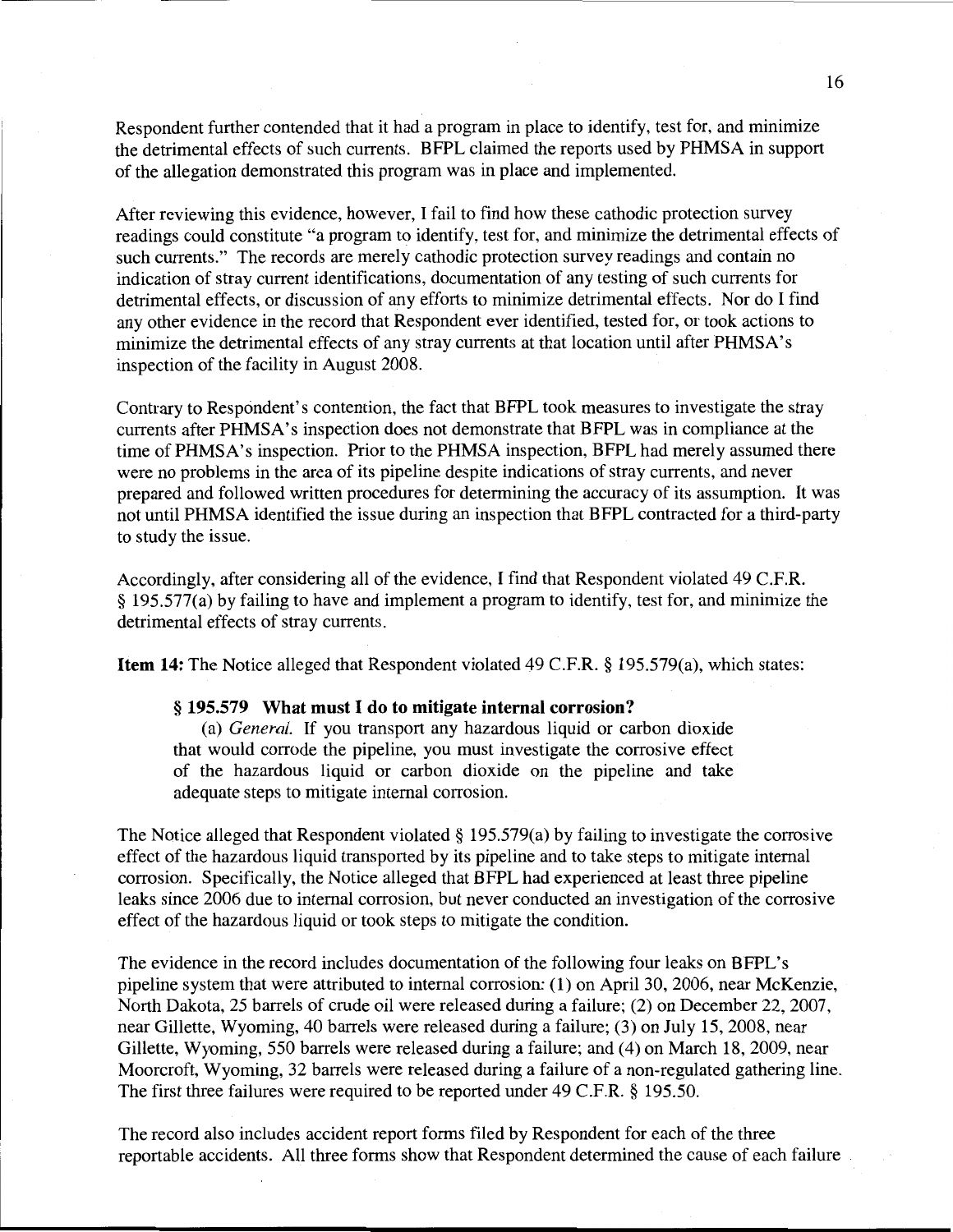Respondent further contended that it had a program in place to identify, test for, and minimize the detrimental effects of such currents. BFPL claimed the reports used by PHMSA in support of the allegation demonstrated this program was in place and implemented.

After reviewing this evidence, however, I fail to find how these cathodic protection survey readings could constitute "a program to identify, test for, and minimize the detrimental effects of such currents." The records are merely cathodic protection survey readings and contain no indication of stray current identifications, documentation of any testing of such currents for detrimental effects, or discussion of any efforts to minimize detrimental effects. Nor do I find any other evidence in the record that Respondent ever identified, tested for, or took actions to minimize the detrimental effects of any stray currents at that location until after PHMSA's inspection of the facility in August 2008.

Contrary to Respondent's contention, the fact that BFPL took measures to investigate the stray currents after PHMSA's inspection does not demonstrate that BFPL was in compliance at the time of PHMSA's inspection. Prior to the PHMSA inspection, BFPL had merely assumed there were no problems in the area of its pipeline despite indications of stray currents, and never prepared and followed written procedures for determining the accuracy of its assumption. It was not until PHMSA identified the issue during an inspection that BFPL contracted for a third-party to study the issue.

Accordingly, after considering all of the evidence, I find that Respondent violated 49 C.F.R. § 195.577(a) by failing to have and implement a program to identify, test for, and minimize the detrimental effects of stray currents.

**Item 14:** The Notice alleged that Respondent violated 49 C.F.R. § 195.579(a), which states:

> **§ 195.579 What must I do to mitigate internal corrosion?**
>
> (a) *General.* If you transport any hazardous liquid or carbon dioxide that would corrode the pipeline, you must investigate the corrosive effect of the hazardous liquid or carbon dioxide on the pipeline and take adequate steps to mitigate internal corrosion.

The Notice alleged that Respondent violated § 195.579(a) by failing to investigate the corrosive effect of the hazardous liquid transported by its pipeline and to take steps to mitigate internal corrosion. Specifically, the Notice alleged that BFPL had experienced at least three pipeline leaks since 2006 due to internal corrosion, but never conducted an investigation of the corrosive effect of the hazardous liquid or took steps to mitigate the condition.

The evidence in the record includes documentation of the following four leaks on BFPL's pipeline system that were attributed to internal corrosion: (1) on April 30, 2006, near McKenzie, North Dakota, 25 barrels of crude oil were released during a failure; (2) on December 22, 2007, near Gillette, Wyoming, 40 barrels were released during a failure; (3) on July 15, 2008, near Gillette, Wyoming, 550 barrels were released during a failure; and (4) on March 18, 2009, near Moorcroft, Wyoming, 32 barrels were released during a failure of a non-regulated gathering line. The first three failures were required to be reported under 49 C.F.R. § 195.50.

The record also includes accident report forms filed by Respondent for each of the three reportable accidents. All three forms show that Respondent determined the cause of each failure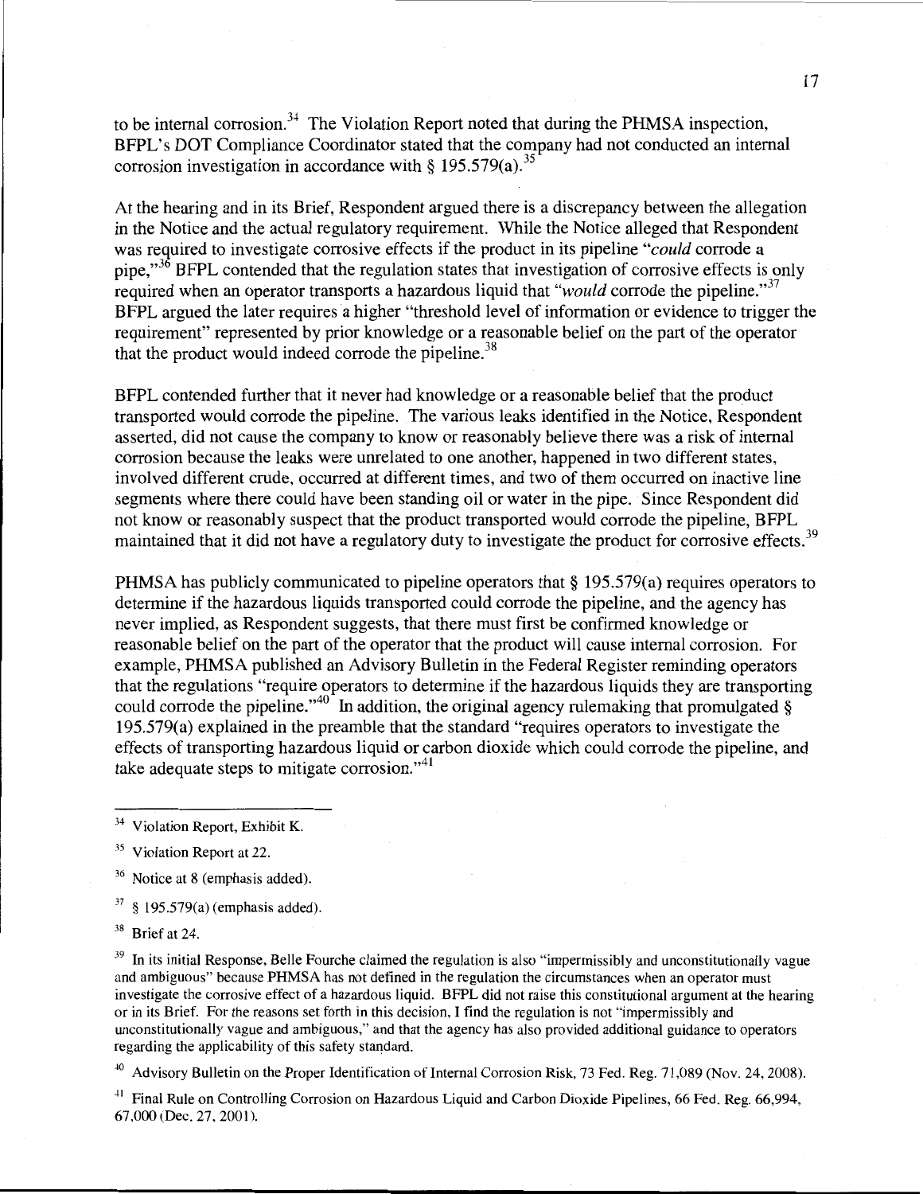to be internal corrosion.[34] The Violation Report noted that during the PHMSA inspection, BFPL's DOT Compliance Coordinator stated that the company had not conducted an internal corrosion investigation in accordance with § 195.579(a).[35]

At the hearing and in its Brief, Respondent argued there is a discrepancy between the allegation in the Notice and the actual regulatory requirement. While the Notice alleged that Respondent was required to investigate corrosive effects if the product in its pipeline "*could* corrode a pipe,"[36] BFPL contended that the regulation states that investigation of corrosive effects is only required when an operator transports a hazardous liquid that "*would* corrode the pipeline."[37] BFPL argued the later requires a higher "threshold level of information or evidence to trigger the requirement" represented by prior knowledge or a reasonable belief on the part of the operator that the product would indeed corrode the pipeline.[38]

BFPL contended further that it never had knowledge or a reasonable belief that the product transported would corrode the pipeline. The various leaks identified in the Notice, Respondent asserted, did not cause the company to know or reasonably believe there was a risk of internal corrosion because the leaks were unrelated to one another, happened in two different states, involved different crude, occurred at different times, and two of them occurred on inactive line segments where there could have been standing oil or water in the pipe. Since Respondent did not know or reasonably suspect that the product transported would corrode the pipeline, BFPL maintained that it did not have a regulatory duty to investigate the product for corrosive effects.[39]

PHMSA has publicly communicated to pipeline operators that § 195.579(a) requires operators to determine if the hazardous liquids transported could corrode the pipeline, and the agency has never implied, as Respondent suggests, that there must first be confirmed knowledge or reasonable belief on the part of the operator that the product will cause internal corrosion. For example, PHMSA published an Advisory Bulletin in the Federal Register reminding operators that the regulations "require operators to determine if the hazardous liquids they are transporting could corrode the pipeline."[40] In addition, the original agency rulemaking that promulgated § 195.579(a) explained in the preamble that the standard "requires operators to investigate the effects of transporting hazardous liquid or carbon dioxide which could corrode the pipeline, and take adequate steps to mitigate corrosion."[41]

---

[34] Violation Report, Exhibit K.

[35] Violation Report at 22.

[36] Notice at 8 (emphasis added).

[37] § 195.579(a) (emphasis added).

[38] Brief at 24.

[39] In its initial Response, Belle Fourche claimed the regulation is also "impermissibly and unconstitutionally vague and ambiguous" because PHMSA has not defined in the regulation the circumstances when an operator must investigate the corrosive effect of a hazardous liquid. BFPL did not raise this constitutional argument at the hearing or in its Brief. For the reasons set forth in this decision, I find the regulation is not "impermissibly and unconstitutionally vague and ambiguous," and that the agency has also provided additional guidance to operators regarding the applicability of this safety standard.

[40] Advisory Bulletin on the Proper Identification of Internal Corrosion Risk, 73 Fed. Reg. 71,089 (Nov. 24, 2008).

[41] Final Rule on Controlling Corrosion on Hazardous Liquid and Carbon Dioxide Pipelines, 66 Fed. Reg. 66,994, 67,000 (Dec. 27, 2001).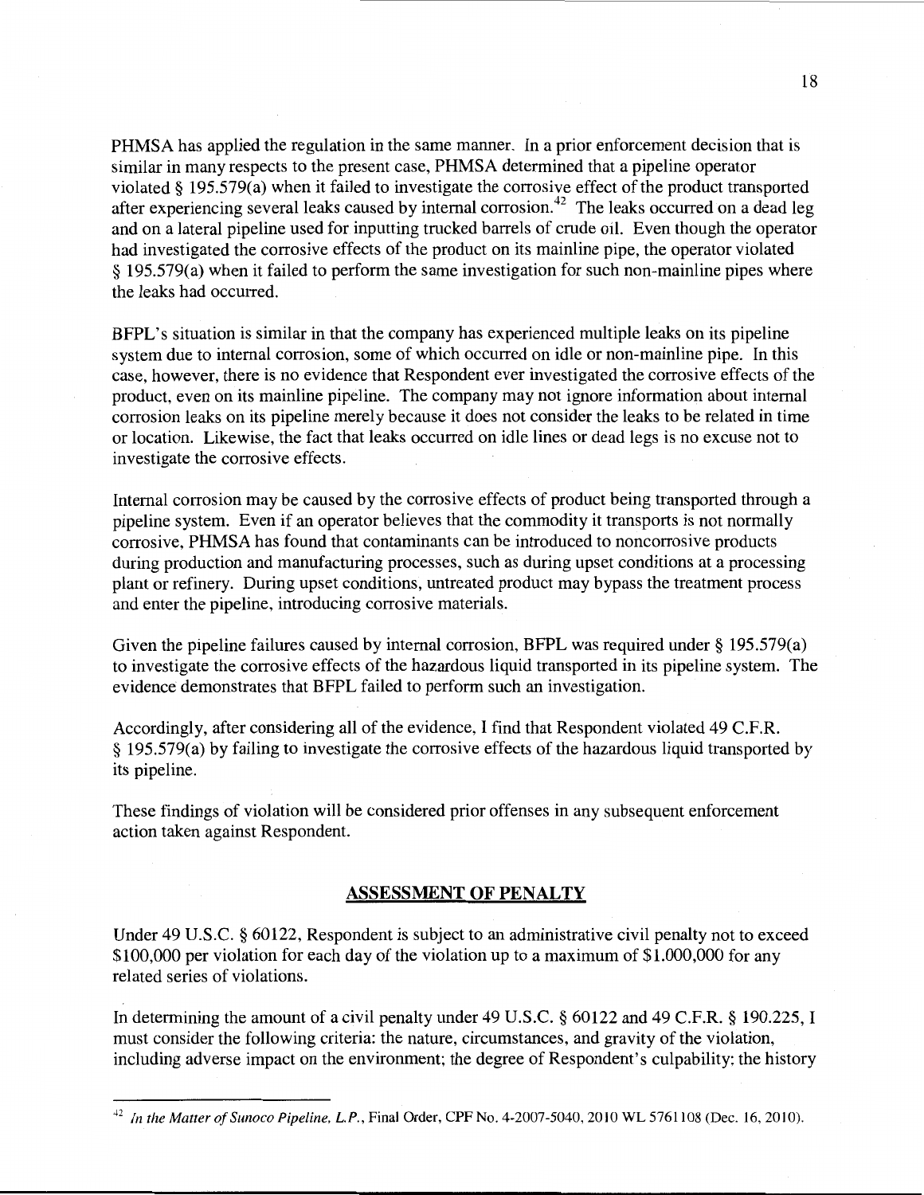PHMSA has applied the regulation in the same manner. In a prior enforcement decision that is similar in many respects to the present case, PHMSA determined that a pipeline operator violated § 195.579(a) when it failed to investigate the corrosive effect of the product transported after experiencing several leaks caused by internal corrosion.[42] The leaks occurred on a dead leg and on a lateral pipeline used for inputting trucked barrels of crude oil. Even though the operator had investigated the corrosive effects of the product on its mainline pipe, the operator violated § 195.579(a) when it failed to perform the same investigation for such non-mainline pipes where the leaks had occurred.

BFPL's situation is similar in that the company has experienced multiple leaks on its pipeline system due to internal corrosion, some of which occurred on idle or non-mainline pipe. In this case, however, there is no evidence that Respondent ever investigated the corrosive effects of the product, even on its mainline pipeline. The company may not ignore information about internal corrosion leaks on its pipeline merely because it does not consider the leaks to be related in time or location. Likewise, the fact that leaks occurred on idle lines or dead legs is no excuse not to investigate the corrosive effects.

Internal corrosion may be caused by the corrosive effects of product being transported through a pipeline system. Even if an operator believes that the commodity it transports is not normally corrosive, PHMSA has found that contaminants can be introduced to noncorrosive products during production and manufacturing processes, such as during upset conditions at a processing plant or refinery. During upset conditions, untreated product may bypass the treatment process and enter the pipeline, introducing corrosive materials.

Given the pipeline failures caused by internal corrosion, BFPL was required under § 195.579(a) to investigate the corrosive effects of the hazardous liquid transported in its pipeline system. The evidence demonstrates that BFPL failed to perform such an investigation.

Accordingly, after considering all of the evidence, I find that Respondent violated 49 C.F.R. § 195.579(a) by failing to investigate the corrosive effects of the hazardous liquid transported by its pipeline.

These findings of violation will be considered prior offenses in any subsequent enforcement action taken against Respondent.

## ASSESSMENT OF PENALTY

Under 49 U.S.C. § 60122, Respondent is subject to an administrative civil penalty not to exceed $100,000 per violation for each day of the violation up to a maximum of $1,000,000 for any related series of violations.

In determining the amount of a civil penalty under 49 U.S.C. § 60122 and 49 C.F.R. § 190.225, I must consider the following criteria: the nature, circumstances, and gravity of the violation, including adverse impact on the environment; the degree of Respondent's culpability; the history

---

[42] *In the Matter of Sunoco Pipeline, L.P.*, Final Order, CPF No. 4-2007-5040, 2010 WL 5761108 (Dec. 16, 2010).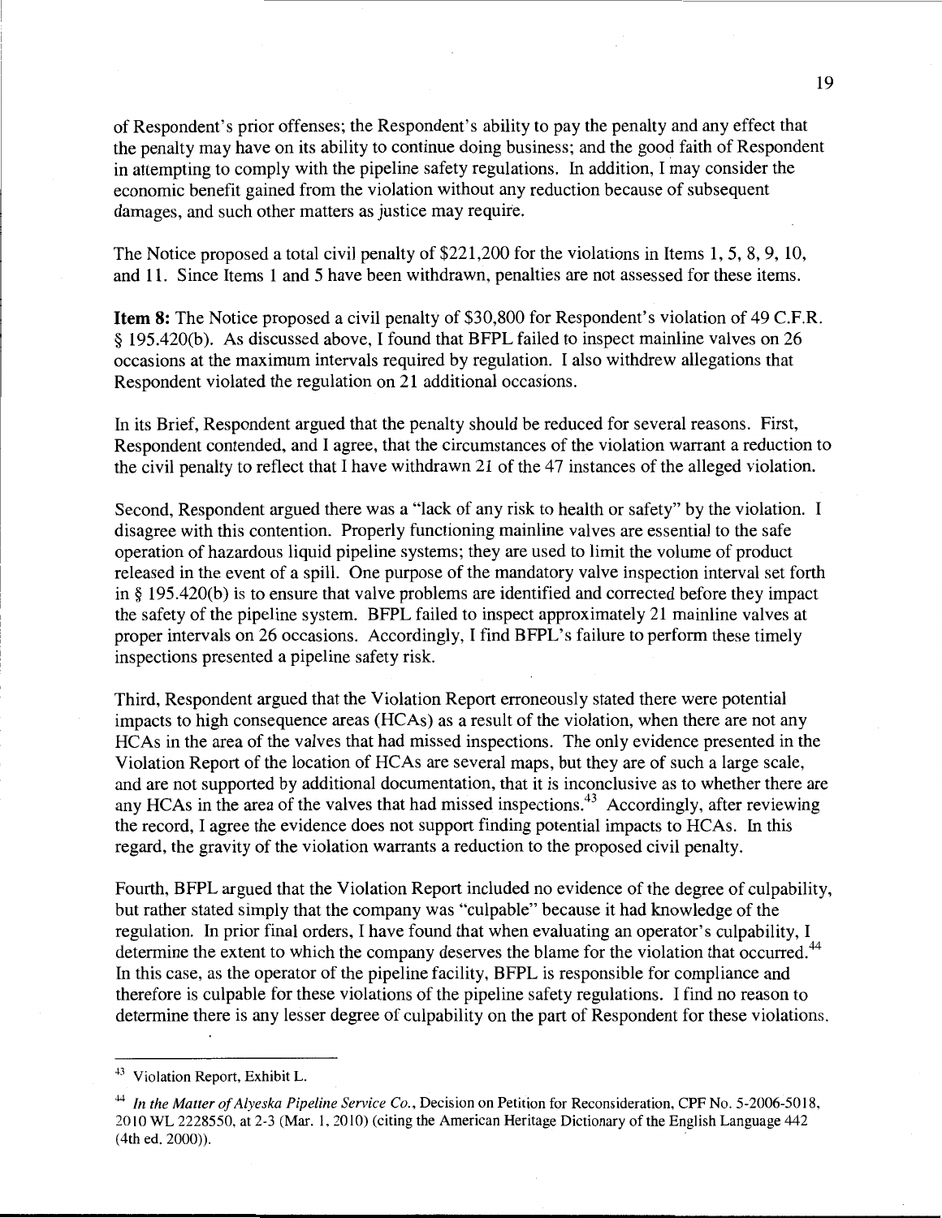of Respondent's prior offenses; the Respondent's ability to pay the penalty and any effect that the penalty may have on its ability to continue doing business; and the good faith of Respondent in attempting to comply with the pipeline safety regulations. In addition, I may consider the economic benefit gained from the violation without any reduction because of subsequent damages, and such other matters as justice may require.

The Notice proposed a total civil penalty of $221,200 for the violations in Items 1, 5, 8, 9, 10, and 11. Since Items 1 and 5 have been withdrawn, penalties are not assessed for these items.

**Item 8:** The Notice proposed a civil penalty of $30,800 for Respondent's violation of 49 C.F.R. § 195.420(b). As discussed above, I found that BFPL failed to inspect mainline valves on 26 occasions at the maximum intervals required by regulation. I also withdrew allegations that Respondent violated the regulation on 21 additional occasions.

In its Brief, Respondent argued that the penalty should be reduced for several reasons. First, Respondent contended, and I agree, that the circumstances of the violation warrant a reduction to the civil penalty to reflect that I have withdrawn 21 of the 47 instances of the alleged violation.

Second, Respondent argued there was a "lack of any risk to health or safety" by the violation. I disagree with this contention. Properly functioning mainline valves are essential to the safe operation of hazardous liquid pipeline systems; they are used to limit the volume of product released in the event of a spill. One purpose of the mandatory valve inspection interval set forth in § 195.420(b) is to ensure that valve problems are identified and corrected before they impact the safety of the pipeline system. BFPL failed to inspect approximately 21 mainline valves at proper intervals on 26 occasions. Accordingly, I find BFPL's failure to perform these timely inspections presented a pipeline safety risk.

Third, Respondent argued that the Violation Report erroneously stated there were potential impacts to high consequence areas (HCAs) as a result of the violation, when there are not any HCAs in the area of the valves that had missed inspections. The only evidence presented in the Violation Report of the location of HCAs are several maps, but they are of such a large scale, and are not supported by additional documentation, that it is inconclusive as to whether there are any HCAs in the area of the valves that had missed inspections.[43] Accordingly, after reviewing the record, I agree the evidence does not support finding potential impacts to HCAs. In this regard, the gravity of the violation warrants a reduction to the proposed civil penalty.

Fourth, BFPL argued that the Violation Report included no evidence of the degree of culpability, but rather stated simply that the company was "culpable" because it had knowledge of the regulation. In prior final orders, I have found that when evaluating an operator's culpability, I determine the extent to which the company deserves the blame for the violation that occurred.[44] In this case, as the operator of the pipeline facility, BFPL is responsible for compliance and therefore is culpable for these violations of the pipeline safety regulations. I find no reason to determine there is any lesser degree of culpability on the part of Respondent for these violations.

---

[43] Violation Report, Exhibit L.

[44] *In the Matter of Alyeska Pipeline Service Co.*, Decision on Petition for Reconsideration, CPF No. 5-2006-5018, 2010 WL 2228550, at 2-3 (Mar. 1, 2010) (citing the American Heritage Dictionary of the English Language 442 (4th ed. 2000)).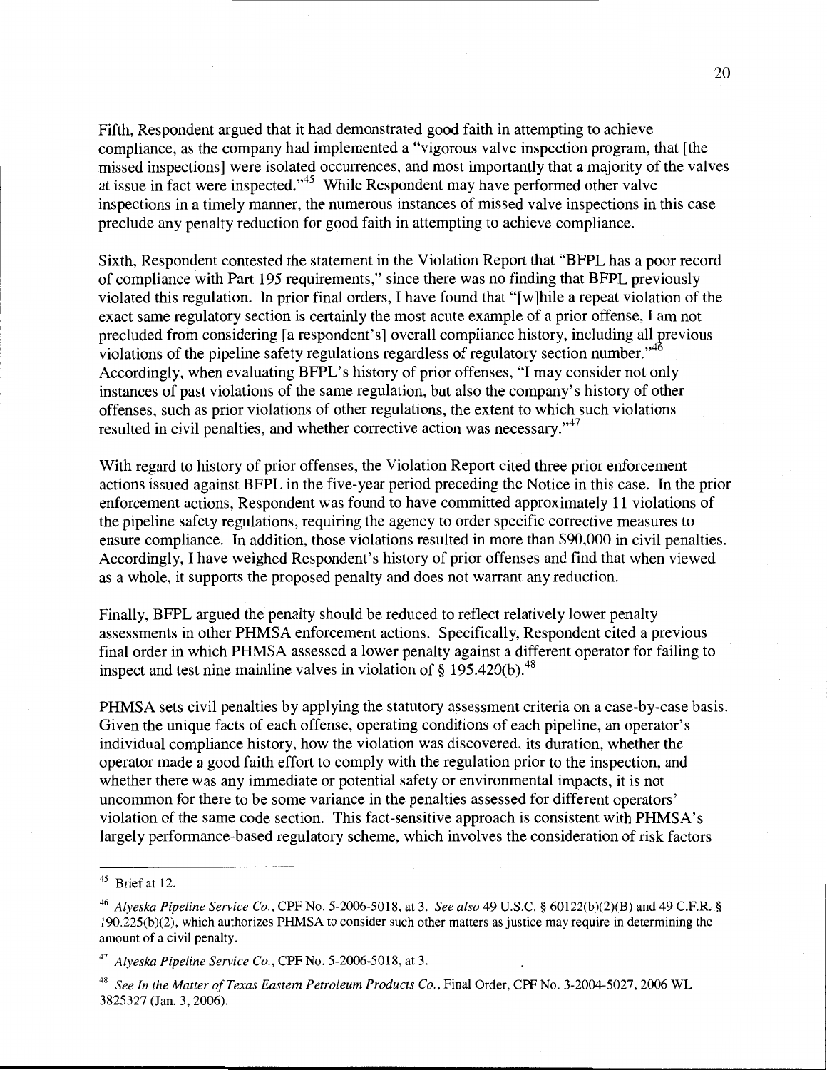Fifth, Respondent argued that it had demonstrated good faith in attempting to achieve compliance, as the company had implemented a "vigorous valve inspection program, that [the missed inspections] were isolated occurrences, and most importantly that a majority of the valves at issue in fact were inspected."[45] While Respondent may have performed other valve inspections in a timely manner, the numerous instances of missed valve inspections in this case preclude any penalty reduction for good faith in attempting to achieve compliance.

Sixth, Respondent contested the statement in the Violation Report that "BFPL has a poor record of compliance with Part 195 requirements," since there was no finding that BFPL previously violated this regulation. In prior final orders, I have found that "[w]hile a repeat violation of the exact same regulatory section is certainly the most acute example of a prior offense, I am not precluded from considering [a respondent's] overall compliance history, including all previous violations of the pipeline safety regulations regardless of regulatory section number."[46] Accordingly, when evaluating BFPL's history of prior offenses, "I may consider not only instances of past violations of the same regulation, but also the company's history of other offenses, such as prior violations of other regulations, the extent to which such violations resulted in civil penalties, and whether corrective action was necessary."[47]

With regard to history of prior offenses, the Violation Report cited three prior enforcement actions issued against BFPL in the five-year period preceding the Notice in this case. In the prior enforcement actions, Respondent was found to have committed approximately 11 violations of the pipeline safety regulations, requiring the agency to order specific corrective measures to ensure compliance. In addition, those violations resulted in more than $90,000 in civil penalties. Accordingly, I have weighed Respondent's history of prior offenses and find that when viewed as a whole, it supports the proposed penalty and does not warrant any reduction.

Finally, BFPL argued the penalty should be reduced to reflect relatively lower penalty assessments in other PHMSA enforcement actions. Specifically, Respondent cited a previous final order in which PHMSA assessed a lower penalty against a different operator for failing to inspect and test nine mainline valves in violation of § 195.420(b).[48]

PHMSA sets civil penalties by applying the statutory assessment criteria on a case-by-case basis. Given the unique facts of each offense, operating conditions of each pipeline, an operator's individual compliance history, how the violation was discovered, its duration, whether the operator made a good faith effort to comply with the regulation prior to the inspection, and whether there was any immediate or potential safety or environmental impacts, it is not uncommon for there to be some variance in the penalties assessed for different operators' violation of the same code section. This fact-sensitive approach is consistent with PHMSA's largely performance-based regulatory scheme, which involves the consideration of risk factors

---

[45] Brief at 12.

[46] *Alyeska Pipeline Service Co.*, CPF No. 5-2006-5018, at 3. *See also* 49 U.S.C. § 60122(b)(2)(B) and 49 C.F.R. § 190.225(b)(2), which authorizes PHMSA to consider such other matters as justice may require in determining the amount of a civil penalty.

[47] *Alyeska Pipeline Service Co.*, CPF No. 5-2006-5018, at 3.

[48] *See In the Matter of Texas Eastern Petroleum Products Co.*, Final Order, CPF No. 3-2004-5027, 2006 WL 3825327 (Jan. 3, 2006).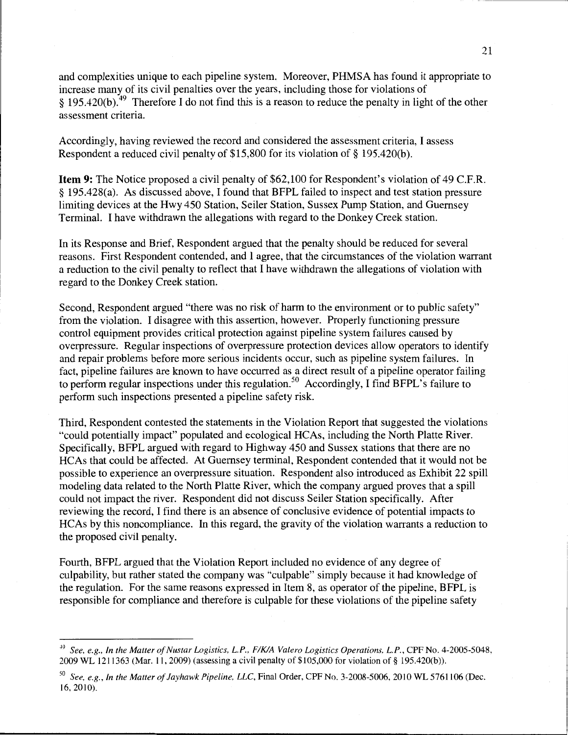and complexities unique to each pipeline system. Moreover, PHMSA has found it appropriate to increase many of its civil penalties over the years, including those for violations of § 195.420(b).[49] Therefore I do not find this is a reason to reduce the penalty in light of the other assessment criteria.

Accordingly, having reviewed the record and considered the assessment criteria, I assess Respondent a reduced civil penalty of $15,800 for its violation of § 195.420(b).

**Item 9:** The Notice proposed a civil penalty of $62,100 for Respondent's violation of 49 C.F.R. § 195.428(a). As discussed above, I found that BFPL failed to inspect and test station pressure limiting devices at the Hwy 450 Station, Seiler Station, Sussex Pump Station, and Guernsey Terminal. I have withdrawn the allegations with regard to the Donkey Creek station.

In its Response and Brief, Respondent argued that the penalty should be reduced for several reasons. First Respondent contended, and I agree, that the circumstances of the violation warrant a reduction to the civil penalty to reflect that I have withdrawn the allegations of violation with regard to the Donkey Creek station.

Second, Respondent argued "there was no risk of harm to the environment or to public safety" from the violation. I disagree with this assertion, however. Properly functioning pressure control equipment provides critical protection against pipeline system failures caused by overpressure. Regular inspections of overpressure protection devices allow operators to identify and repair problems before more serious incidents occur, such as pipeline system failures. In fact, pipeline failures are known to have occurred as a direct result of a pipeline operator failing to perform regular inspections under this regulation.[50] Accordingly, I find BFPL's failure to perform such inspections presented a pipeline safety risk.

Third, Respondent contested the statements in the Violation Report that suggested the violations "could potentially impact" populated and ecological HCAs, including the North Platte River. Specifically, BFPL argued with regard to Highway 450 and Sussex stations that there are no HCAs that could be affected. At Guernsey terminal, Respondent contended that it would not be possible to experience an overpressure situation. Respondent also introduced as Exhibit 22 spill modeling data related to the North Platte River, which the company argued proves that a spill could not impact the river. Respondent did not discuss Seiler Station specifically. After reviewing the record, I find there is an absence of conclusive evidence of potential impacts to HCAs by this noncompliance. In this regard, the gravity of the violation warrants a reduction to the proposed civil penalty.

Fourth, BFPL argued that the Violation Report included no evidence of any degree of culpability, but rather stated the company was "culpable" simply because it had knowledge of the regulation. For the same reasons expressed in Item 8, as operator of the pipeline, BFPL is responsible for compliance and therefore is culpable for these violations of the pipeline safety

---

[49] *See, e.g., In the Matter of Nustar Logistics, L.P., F/K/A Valero Logistics Operations, L.P.*, CPF No. 4-2005-5048, 2009 WL 1211363 (Mar. 11, 2009) (assessing a civil penalty of $105,000 for violation of § 195.420(b)).

[50] *See, e.g., In the Matter of Jayhawk Pipeline, LLC*, Final Order, CPF No. 3-2008-5006, 2010 WL 5761106 (Dec. 16, 2010).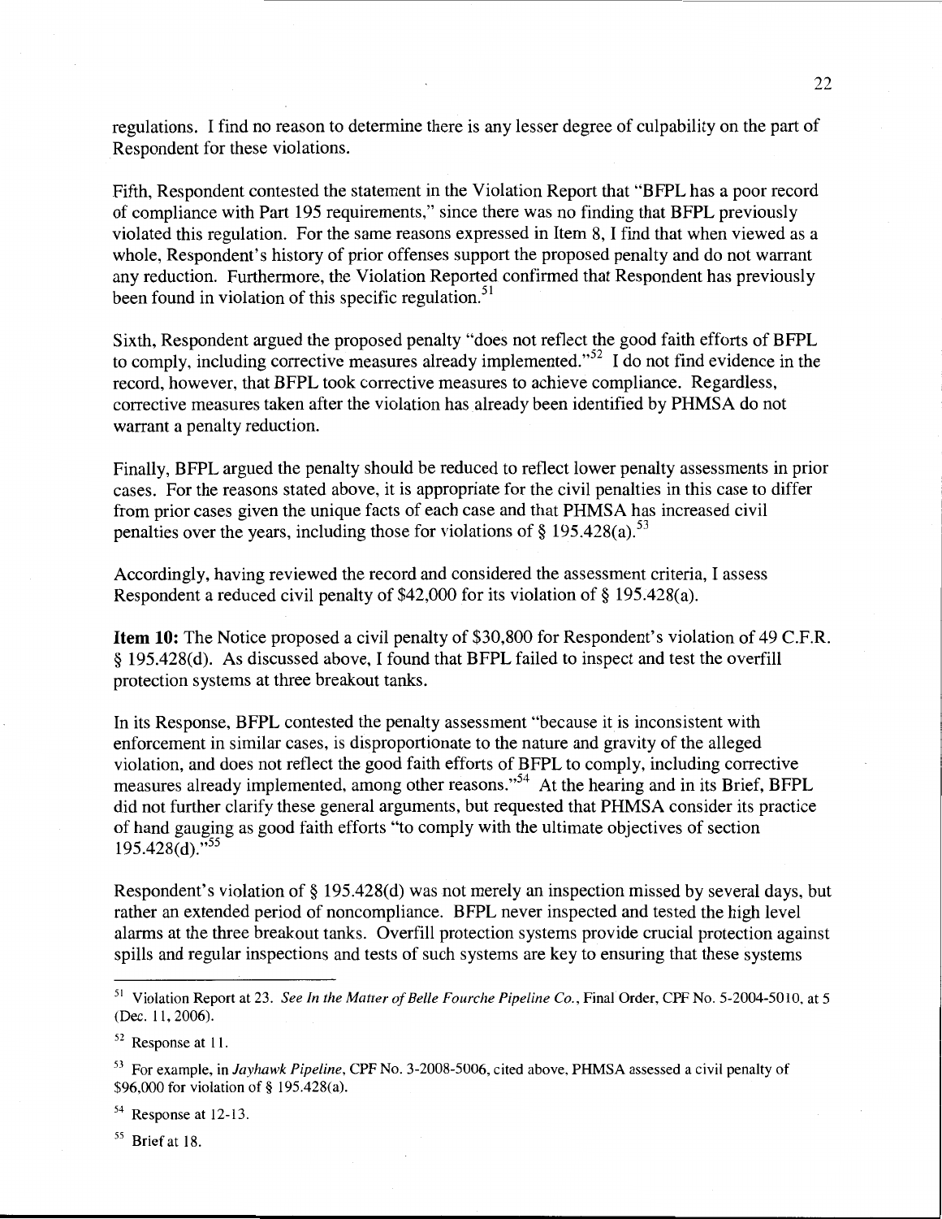regulations. I find no reason to determine there is any lesser degree of culpability on the part of Respondent for these violations.

Fifth, Respondent contested the statement in the Violation Report that "BFPL has a poor record of compliance with Part 195 requirements," since there was no finding that BFPL previously violated this regulation. For the same reasons expressed in Item 8, I find that when viewed as a whole, Respondent's history of prior offenses support the proposed penalty and do not warrant any reduction. Furthermore, the Violation Reported confirmed that Respondent has previously been found in violation of this specific regulation.[51]

Sixth, Respondent argued the proposed penalty "does not reflect the good faith efforts of BFPL to comply, including corrective measures already implemented."[52] I do not find evidence in the record, however, that BFPL took corrective measures to achieve compliance. Regardless, corrective measures taken after the violation has already been identified by PHMSA do not warrant a penalty reduction.

Finally, BFPL argued the penalty should be reduced to reflect lower penalty assessments in prior cases. For the reasons stated above, it is appropriate for the civil penalties in this case to differ from prior cases given the unique facts of each case and that PHMSA has increased civil penalties over the years, including those for violations of § 195.428(a).[53]

Accordingly, having reviewed the record and considered the assessment criteria, I assess Respondent a reduced civil penalty of $42,000 for its violation of § 195.428(a).

**Item 10:** The Notice proposed a civil penalty of $30,800 for Respondent's violation of 49 C.F.R. § 195.428(d). As discussed above, I found that BFPL failed to inspect and test the overfill protection systems at three breakout tanks.

In its Response, BFPL contested the penalty assessment "because it is inconsistent with enforcement in similar cases, is disproportionate to the nature and gravity of the alleged violation, and does not reflect the good faith efforts of BFPL to comply, including corrective measures already implemented, among other reasons."[54] At the hearing and in its Brief, BFPL did not further clarify these general arguments, but requested that PHMSA consider its practice of hand gauging as good faith efforts "to comply with the ultimate objectives of section 195.428(d)."[55]

Respondent's violation of § 195.428(d) was not merely an inspection missed by several days, but rather an extended period of noncompliance. BFPL never inspected and tested the high level alarms at the three breakout tanks. Overfill protection systems provide crucial protection against spills and regular inspections and tests of such systems are key to ensuring that these systems

---

[51] Violation Report at 23. *See In the Matter of Belle Fourche Pipeline Co.*, Final Order, CPF No. 5-2004-5010, at 5 (Dec. 11, 2006).

[52] Response at 11.

[53] For example, in *Jayhawk Pipeline*, CPF No. 3-2008-5006, cited above, PHMSA assessed a civil penalty of $96,000 for violation of § 195.428(a).

[54] Response at 12-13.

[55] Brief at 18.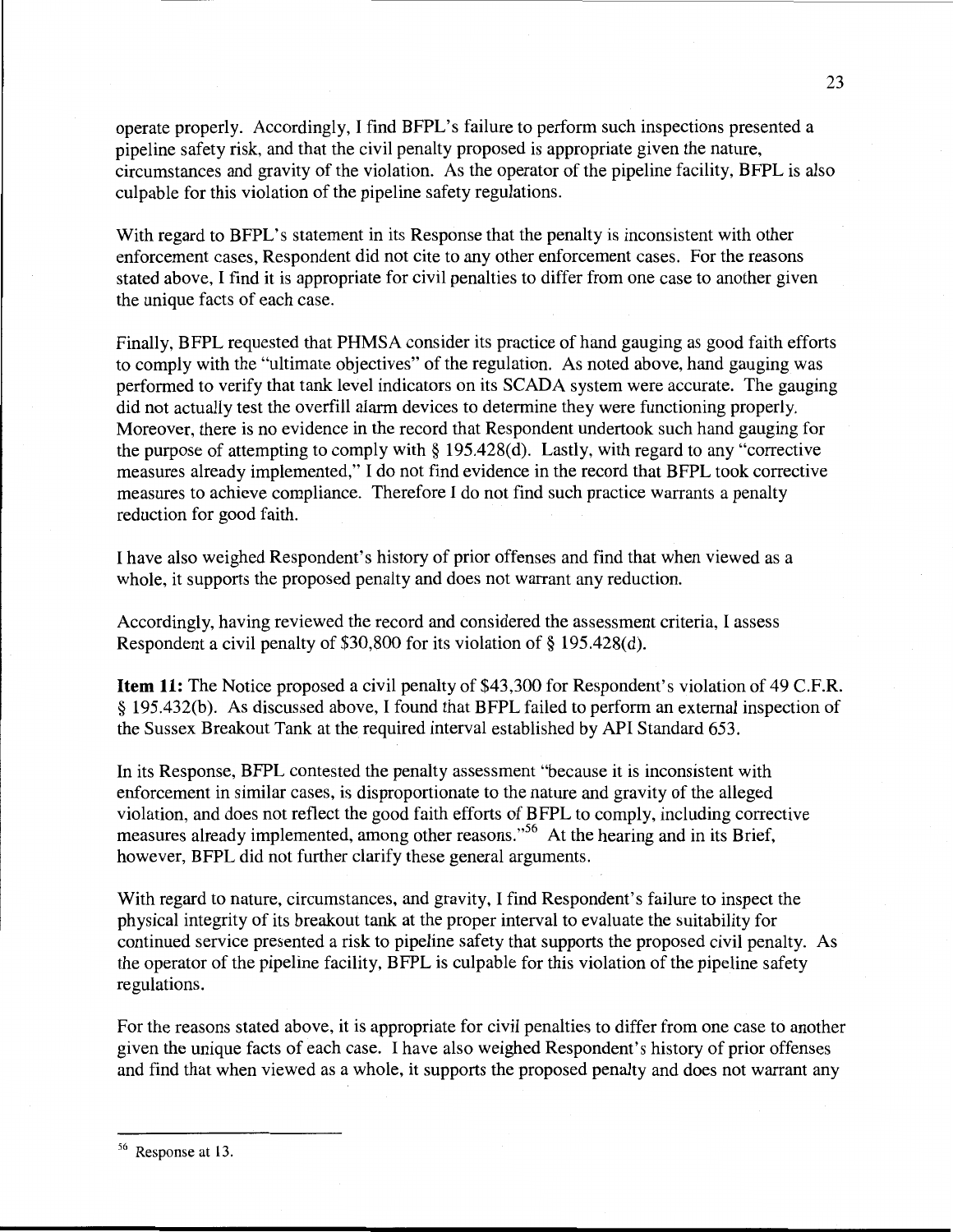operate properly. Accordingly, I find BFPL's failure to perform such inspections presented a pipeline safety risk, and that the civil penalty proposed is appropriate given the nature, circumstances and gravity of the violation. As the operator of the pipeline facility, BFPL is also culpable for this violation of the pipeline safety regulations.

With regard to BFPL's statement in its Response that the penalty is inconsistent with other enforcement cases, Respondent did not cite to any other enforcement cases. For the reasons stated above, I find it is appropriate for civil penalties to differ from one case to another given the unique facts of each case.

Finally, BFPL requested that PHMSA consider its practice of hand gauging as good faith efforts to comply with the "ultimate objectives" of the regulation. As noted above, hand gauging was performed to verify that tank level indicators on its SCADA system were accurate. The gauging did not actually test the overfill alarm devices to determine they were functioning properly. Moreover, there is no evidence in the record that Respondent undertook such hand gauging for the purpose of attempting to comply with § 195.428(d). Lastly, with regard to any "corrective measures already implemented," I do not find evidence in the record that BFPL took corrective measures to achieve compliance. Therefore I do not find such practice warrants a penalty reduction for good faith.

I have also weighed Respondent's history of prior offenses and find that when viewed as a whole, it supports the proposed penalty and does not warrant any reduction.

Accordingly, having reviewed the record and considered the assessment criteria, I assess Respondent a civil penalty of $30,800 for its violation of § 195.428(d).

**Item 11:** The Notice proposed a civil penalty of $43,300 for Respondent's violation of 49 C.F.R. § 195.432(b). As discussed above, I found that BFPL failed to perform an external inspection of the Sussex Breakout Tank at the required interval established by API Standard 653.

In its Response, BFPL contested the penalty assessment "because it is inconsistent with enforcement in similar cases, is disproportionate to the nature and gravity of the alleged violation, and does not reflect the good faith efforts of BFPL to comply, including corrective measures already implemented, among other reasons."[56] At the hearing and in its Brief, however, BFPL did not further clarify these general arguments.

With regard to nature, circumstances, and gravity, I find Respondent's failure to inspect the physical integrity of its breakout tank at the proper interval to evaluate the suitability for continued service presented a risk to pipeline safety that supports the proposed civil penalty. As the operator of the pipeline facility, BFPL is culpable for this violation of the pipeline safety regulations.

For the reasons stated above, it is appropriate for civil penalties to differ from one case to another given the unique facts of each case. I have also weighed Respondent's history of prior offenses and find that when viewed as a whole, it supports the proposed penalty and does not warrant any

[56] Response at 13.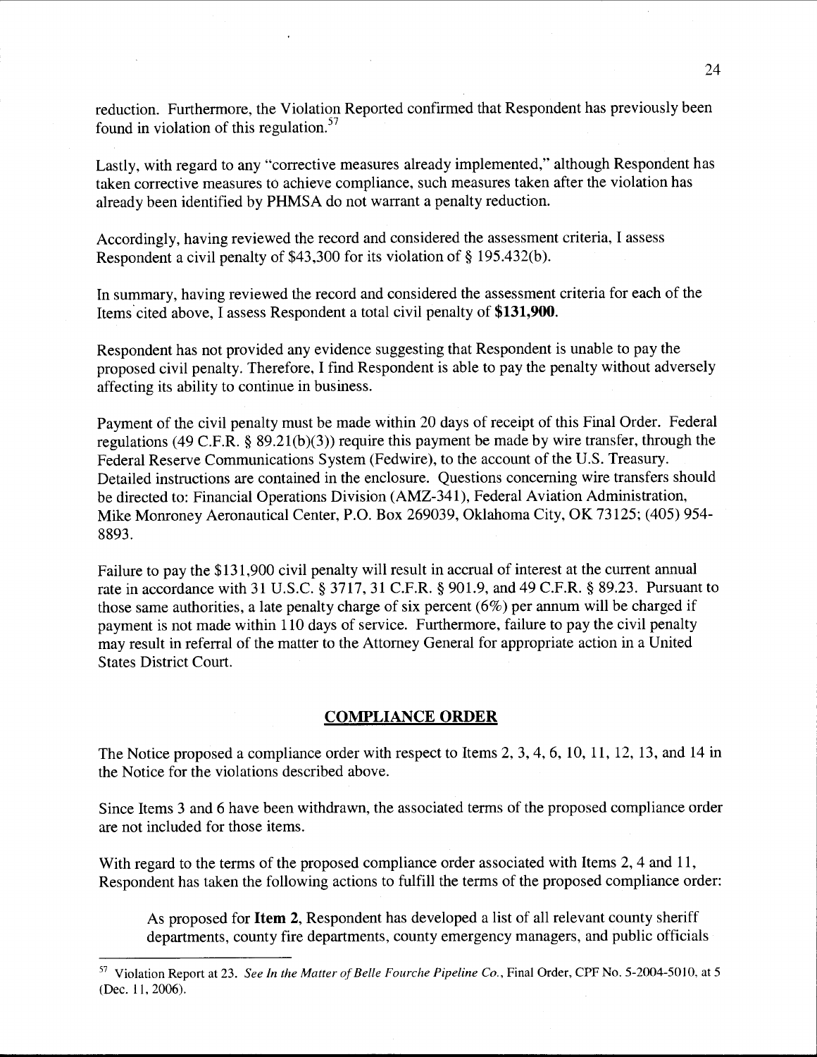reduction. Furthermore, the Violation Reported confirmed that Respondent has previously been found in violation of this regulation.[57]

Lastly, with regard to any "corrective measures already implemented," although Respondent has taken corrective measures to achieve compliance, such measures taken after the violation has already been identified by PHMSA do not warrant a penalty reduction.

Accordingly, having reviewed the record and considered the assessment criteria, I assess Respondent a civil penalty of $43,300 for its violation of § 195.432(b).

In summary, having reviewed the record and considered the assessment criteria for each of the Items cited above, I assess Respondent a total civil penalty of **$131,900**.

Respondent has not provided any evidence suggesting that Respondent is unable to pay the proposed civil penalty. Therefore, I find Respondent is able to pay the penalty without adversely affecting its ability to continue in business.

Payment of the civil penalty must be made within 20 days of receipt of this Final Order. Federal regulations (49 C.F.R. § 89.21(b)(3)) require this payment be made by wire transfer, through the Federal Reserve Communications System (Fedwire), to the account of the U.S. Treasury. Detailed instructions are contained in the enclosure. Questions concerning wire transfers should be directed to: Financial Operations Division (AMZ-341), Federal Aviation Administration, Mike Monroney Aeronautical Center, P.O. Box 269039, Oklahoma City, OK 73125; (405) 954-8893.

Failure to pay the $131,900 civil penalty will result in accrual of interest at the current annual rate in accordance with 31 U.S.C. § 3717, 31 C.F.R. § 901.9, and 49 C.F.R. § 89.23. Pursuant to those same authorities, a late penalty charge of six percent (6%) per annum will be charged if payment is not made within 110 days of service. Furthermore, failure to pay the civil penalty may result in referral of the matter to the Attorney General for appropriate action in a United States District Court.

## COMPLIANCE ORDER

The Notice proposed a compliance order with respect to Items 2, 3, 4, 6, 10, 11, 12, 13, and 14 in the Notice for the violations described above.

Since Items 3 and 6 have been withdrawn, the associated terms of the proposed compliance order are not included for those items.

With regard to the terms of the proposed compliance order associated with Items 2, 4 and 11, Respondent has taken the following actions to fulfill the terms of the proposed compliance order:

> As proposed for **Item 2**, Respondent has developed a list of all relevant county sheriff departments, county fire departments, county emergency managers, and public officials

---

[57] Violation Report at 23. *See In the Matter of Belle Fourche Pipeline Co.*, Final Order, CPF No. 5-2004-5010, at 5 (Dec. 11, 2006).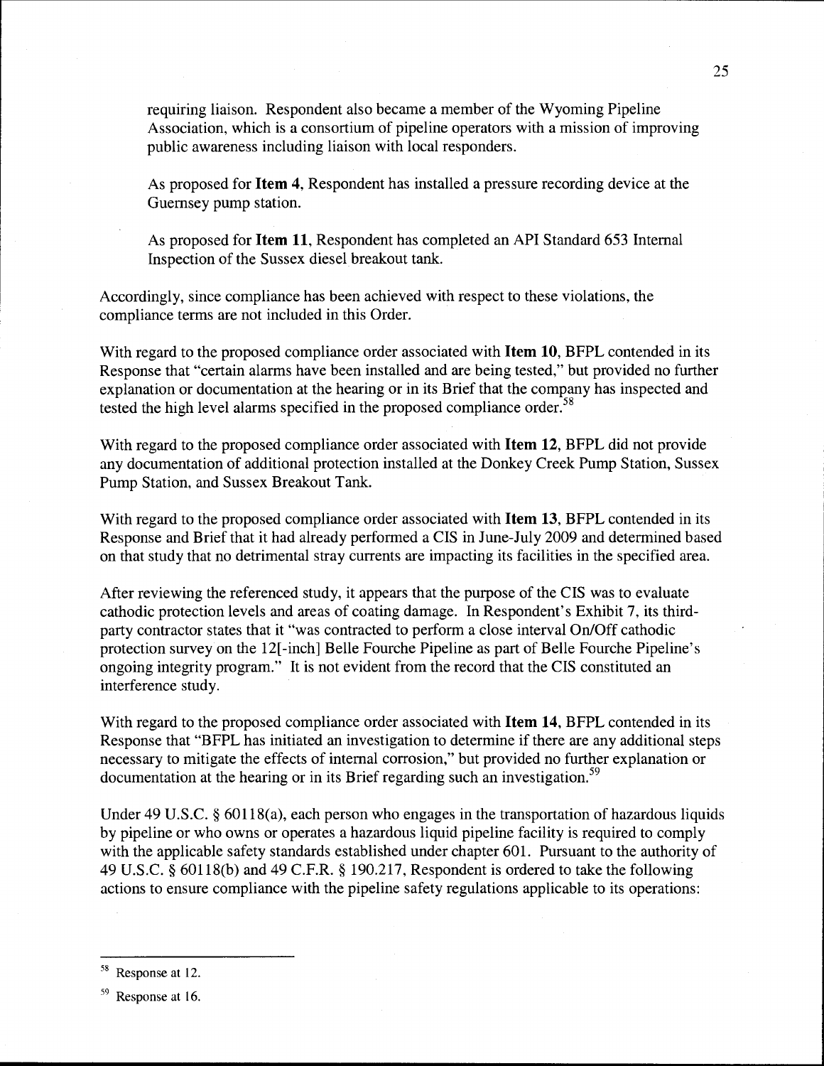requiring liaison. Respondent also became a member of the Wyoming Pipeline Association, which is a consortium of pipeline operators with a mission of improving public awareness including liaison with local responders.

As proposed for **Item 4**, Respondent has installed a pressure recording device at the Guernsey pump station.

As proposed for **Item 11**, Respondent has completed an API Standard 653 Internal Inspection of the Sussex diesel breakout tank.

Accordingly, since compliance has been achieved with respect to these violations, the compliance terms are not included in this Order.

With regard to the proposed compliance order associated with **Item 10**, BFPL contended in its Response that "certain alarms have been installed and are being tested," but provided no further explanation or documentation at the hearing or in its Brief that the company has inspected and tested the high level alarms specified in the proposed compliance order.[58]

With regard to the proposed compliance order associated with **Item 12**, BFPL did not provide any documentation of additional protection installed at the Donkey Creek Pump Station, Sussex Pump Station, and Sussex Breakout Tank.

With regard to the proposed compliance order associated with **Item 13**, BFPL contended in its Response and Brief that it had already performed a CIS in June-July 2009 and determined based on that study that no detrimental stray currents are impacting its facilities in the specified area.

After reviewing the referenced study, it appears that the purpose of the CIS was to evaluate cathodic protection levels and areas of coating damage. In Respondent's Exhibit 7, its third-party contractor states that it "was contracted to perform a close interval On/Off cathodic protection survey on the 12[-inch] Belle Fourche Pipeline as part of Belle Fourche Pipeline's ongoing integrity program." It is not evident from the record that the CIS constituted an interference study.

With regard to the proposed compliance order associated with **Item 14**, BFPL contended in its Response that "BFPL has initiated an investigation to determine if there are any additional steps necessary to mitigate the effects of internal corrosion," but provided no further explanation or documentation at the hearing or in its Brief regarding such an investigation.[59]

Under 49 U.S.C. § 60118(a), each person who engages in the transportation of hazardous liquids by pipeline or who owns or operates a hazardous liquid pipeline facility is required to comply with the applicable safety standards established under chapter 601. Pursuant to the authority of 49 U.S.C. § 60118(b) and 49 C.F.R. § 190.217, Respondent is ordered to take the following actions to ensure compliance with the pipeline safety regulations applicable to its operations:

---

[58] Response at 12.

[59] Response at 16.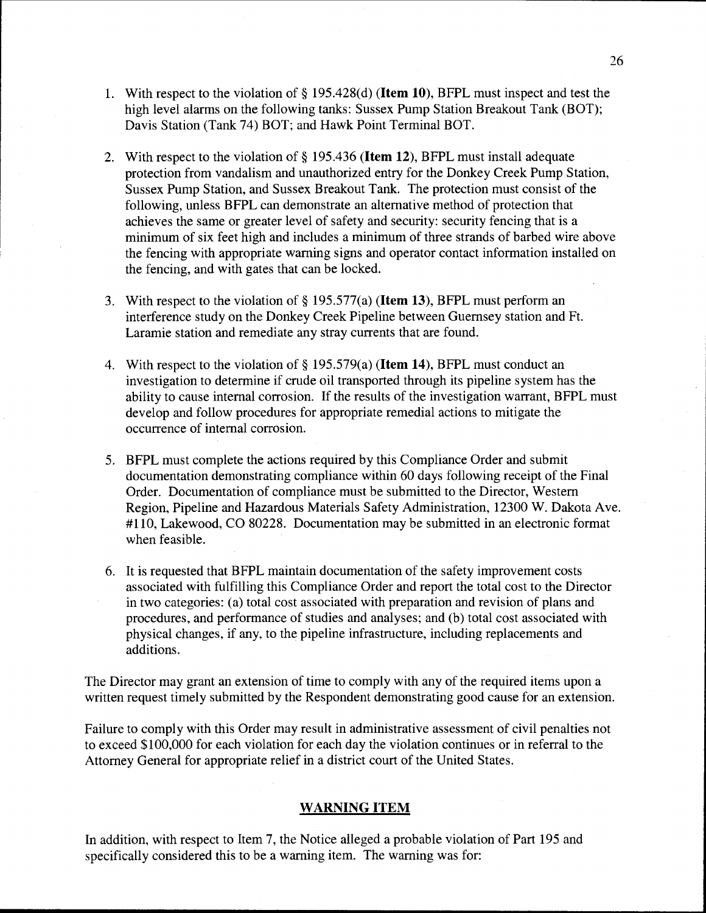1. With respect to the violation of § 195.428(d) (**Item 10**), BFPL must inspect and test the high level alarms on the following tanks: Sussex Pump Station Breakout Tank (BOT); Davis Station (Tank 74) BOT; and Hawk Point Terminal BOT.

2. With respect to the violation of § 195.436 (**Item 12**), BFPL must install adequate protection from vandalism and unauthorized entry for the Donkey Creek Pump Station, Sussex Pump Station, and Sussex Breakout Tank. The protection must consist of the following, unless BFPL can demonstrate an alternative method of protection that achieves the same or greater level of safety and security: security fencing that is a minimum of six feet high and includes a minimum of three strands of barbed wire above the fencing with appropriate warning signs and operator contact information installed on the fencing, and with gates that can be locked.

3. With respect to the violation of § 195.577(a) (**Item 13**), BFPL must perform an interference study on the Donkey Creek Pipeline between Guernsey station and Ft. Laramie station and remediate any stray currents that are found.

4. With respect to the violation of § 195.579(a) (**Item 14**), BFPL must conduct an investigation to determine if crude oil transported through its pipeline system has the ability to cause internal corrosion. If the results of the investigation warrant, BFPL must develop and follow procedures for appropriate remedial actions to mitigate the occurrence of internal corrosion.

5. BFPL must complete the actions required by this Compliance Order and submit documentation demonstrating compliance within 60 days following receipt of the Final Order. Documentation of compliance must be submitted to the Director, Western Region, Pipeline and Hazardous Materials Safety Administration, 12300 W. Dakota Ave. #110, Lakewood, CO 80228. Documentation may be submitted in an electronic format when feasible.

6. It is requested that BFPL maintain documentation of the safety improvement costs associated with fulfilling this Compliance Order and report the total cost to the Director in two categories: (a) total cost associated with preparation and revision of plans and procedures, and performance of studies and analyses; and (b) total cost associated with physical changes, if any, to the pipeline infrastructure, including replacements and additions.

The Director may grant an extension of time to comply with any of the required items upon a written request timely submitted by the Respondent demonstrating good cause for an extension.

Failure to comply with this Order may result in administrative assessment of civil penalties not to exceed $100,000 for each violation for each day the violation continues or in referral to the Attorney General for appropriate relief in a district court of the United States.

## WARNING ITEM

In addition, with respect to Item 7, the Notice alleged a probable violation of Part 195 and specifically considered this to be a warning item. The warning was for: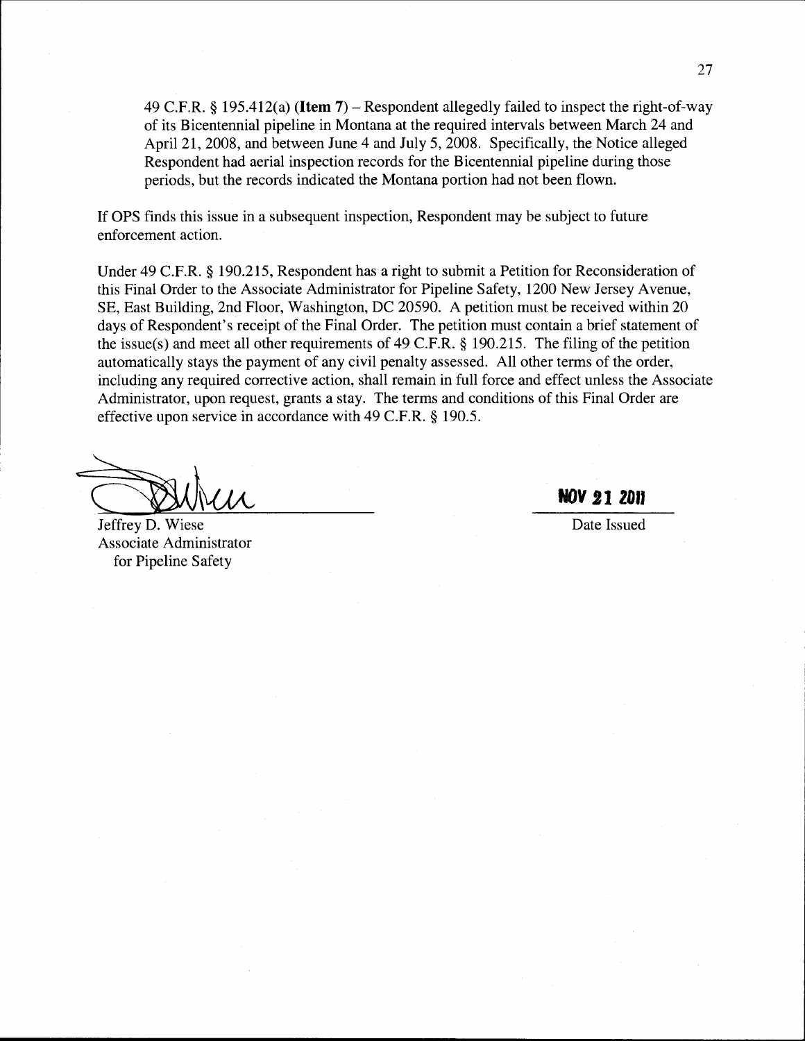49 C.F.R. § 195.412(a) (**Item 7**) – Respondent allegedly failed to inspect the right-of-way of its Bicentennial pipeline in Montana at the required intervals between March 24 and April 21, 2008, and between June 4 and July 5, 2008. Specifically, the Notice alleged Respondent had aerial inspection records for the Bicentennial pipeline during those periods, but the records indicated the Montana portion had not been flown.

If OPS finds this issue in a subsequent inspection, Respondent may be subject to future enforcement action.

Under 49 C.F.R. § 190.215, Respondent has a right to submit a Petition for Reconsideration of this Final Order to the Associate Administrator for Pipeline Safety, 1200 New Jersey Avenue, SE, East Building, 2nd Floor, Washington, DC 20590. A petition must be received within 20 days of Respondent's receipt of the Final Order. The petition must contain a brief statement of the issue(s) and meet all other requirements of 49 C.F.R. § 190.215. The filing of the petition automatically stays the payment of any civil penalty assessed. All other terms of the order, including any required corrective action, shall remain in full force and effect unless the Associate Administrator, upon request, grants a stay. The terms and conditions of this Final Order are effective upon service in accordance with 49 C.F.R. § 190.5.

Jeffrey D. Wiese
Associate Administrator
for Pipeline Safety

**NOV 21 2011**
Date Issued